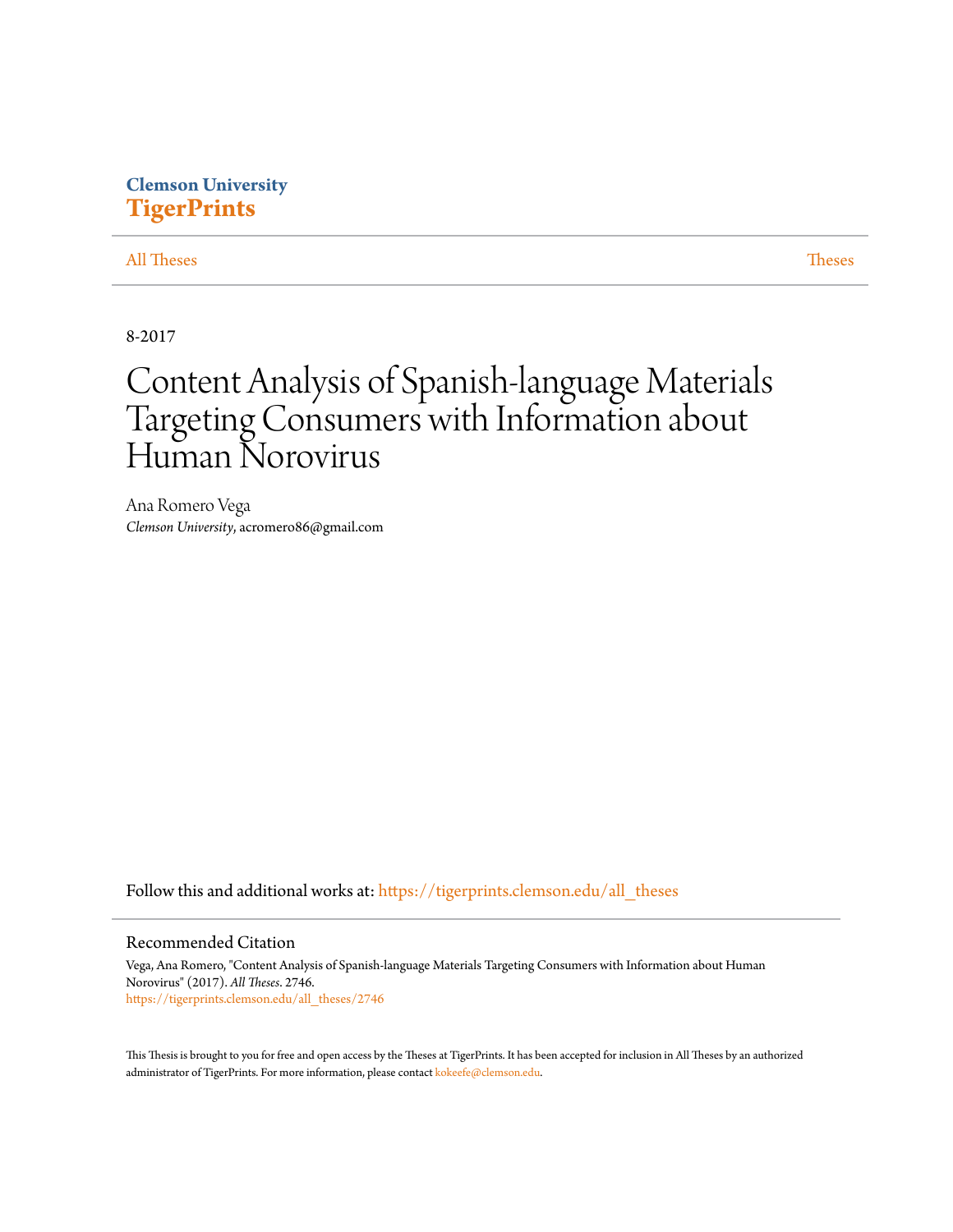Clemson University
**TigerPrints**

All Theses | Theses

8-2017

# Content Analysis of Spanish-language Materials Targeting Consumers with Information about Human Norovirus

Ana Romero Vega
*Clemson University*, acromero86@gmail.com

Follow this and additional works at: https://tigerprints.clemson.edu/all_theses

## Recommended Citation

Vega, Ana Romero, "Content Analysis of Spanish-language Materials Targeting Consumers with Information about Human Norovirus" (2017). *All Theses*. 2746.
https://tigerprints.clemson.edu/all_theses/2746

This Thesis is brought to you for free and open access by the Theses at TigerPrints. It has been accepted for inclusion in All Theses by an authorized administrator of TigerPrints. For more information, please contact kokeefe@clemson.edu.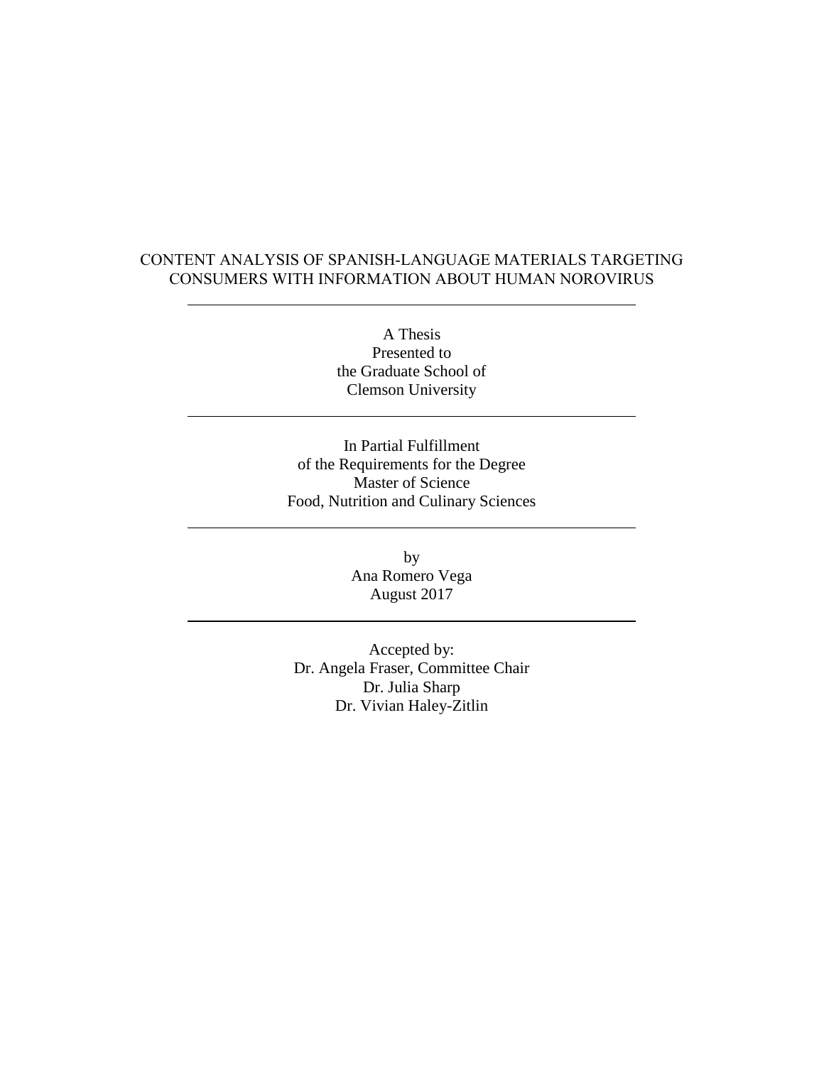# CONTENT ANALYSIS OF SPANISH-LANGUAGE MATERIALS TARGETING CONSUMERS WITH INFORMATION ABOUT HUMAN NOROVIRUS

---

A Thesis
Presented to
the Graduate School of
Clemson University

---

In Partial Fulfillment
of the Requirements for the Degree
Master of Science
Food, Nutrition and Culinary Sciences

---

by
Ana Romero Vega
August 2017

---

Accepted by:
Dr. Angela Fraser, Committee Chair
Dr. Julia Sharp
Dr. Vivian Haley-Zitlin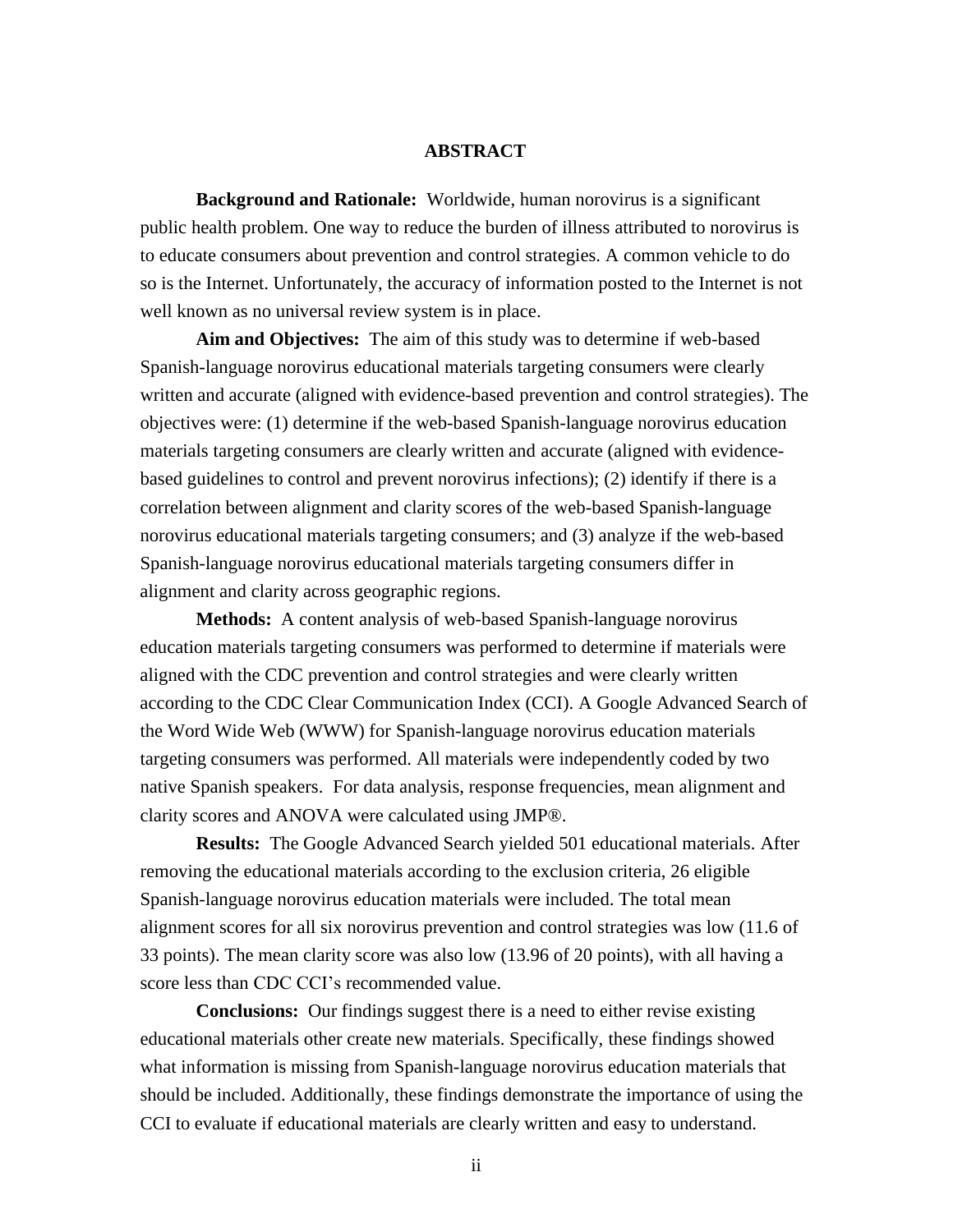# ABSTRACT

**Background and Rationale:** Worldwide, human norovirus is a significant public health problem. One way to reduce the burden of illness attributed to norovirus is to educate consumers about prevention and control strategies. A common vehicle to do so is the Internet. Unfortunately, the accuracy of information posted to the Internet is not well known as no universal review system is in place.

**Aim and Objectives:** The aim of this study was to determine if web-based Spanish-language norovirus educational materials targeting consumers were clearly written and accurate (aligned with evidence-based prevention and control strategies). The objectives were: (1) determine if the web-based Spanish-language norovirus education materials targeting consumers are clearly written and accurate (aligned with evidence-based guidelines to control and prevent norovirus infections); (2) identify if there is a correlation between alignment and clarity scores of the web-based Spanish-language norovirus educational materials targeting consumers; and (3) analyze if the web-based Spanish-language norovirus educational materials targeting consumers differ in alignment and clarity across geographic regions.

**Methods:** A content analysis of web-based Spanish-language norovirus education materials targeting consumers was performed to determine if materials were aligned with the CDC prevention and control strategies and were clearly written according to the CDC Clear Communication Index (CCI). A Google Advanced Search of the Word Wide Web (WWW) for Spanish-language norovirus education materials targeting consumers was performed. All materials were independently coded by two native Spanish speakers. For data analysis, response frequencies, mean alignment and clarity scores and ANOVA were calculated using JMP®.

**Results:** The Google Advanced Search yielded 501 educational materials. After removing the educational materials according to the exclusion criteria, 26 eligible Spanish-language norovirus education materials were included. The total mean alignment scores for all six norovirus prevention and control strategies was low (11.6 of 33 points). The mean clarity score was also low (13.96 of 20 points), with all having a score less than CDC CCI's recommended value.

**Conclusions:** Our findings suggest there is a need to either revise existing educational materials other create new materials. Specifically, these findings showed what information is missing from Spanish-language norovirus education materials that should be included. Additionally, these findings demonstrate the importance of using the CCI to evaluate if educational materials are clearly written and easy to understand.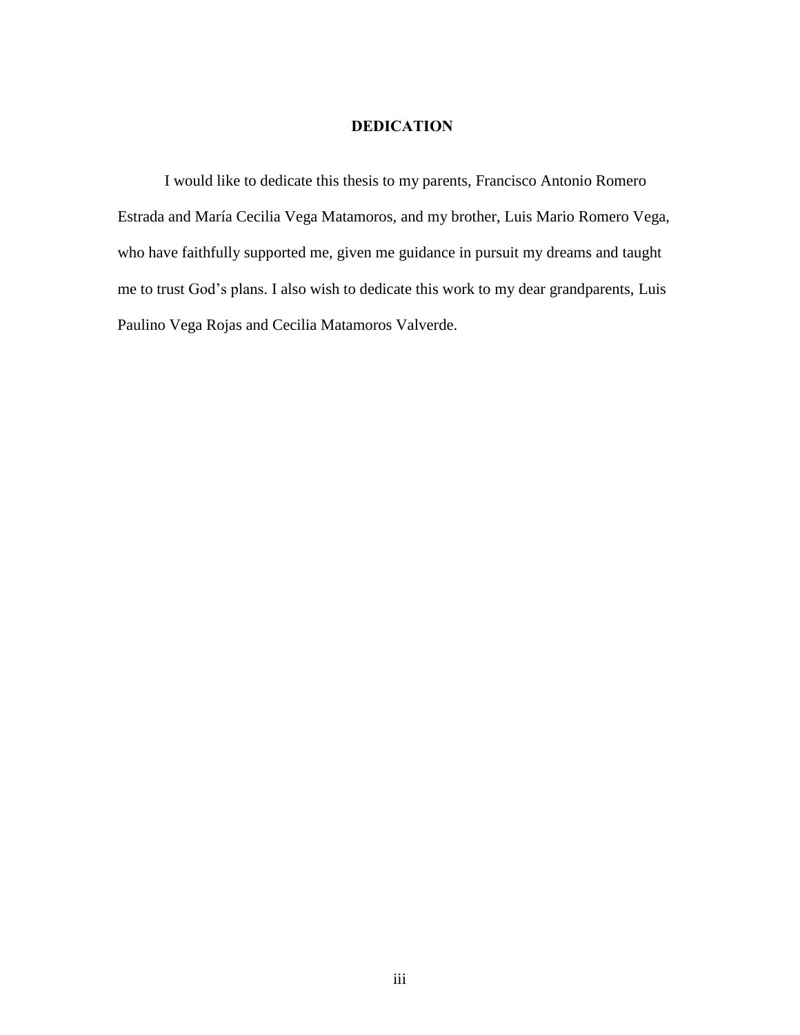# DEDICATION

I would like to dedicate this thesis to my parents, Francisco Antonio Romero Estrada and María Cecilia Vega Matamoros, and my brother, Luis Mario Romero Vega, who have faithfully supported me, given me guidance in pursuit my dreams and taught me to trust God's plans. I also wish to dedicate this work to my dear grandparents, Luis Paulino Vega Rojas and Cecilia Matamoros Valverde.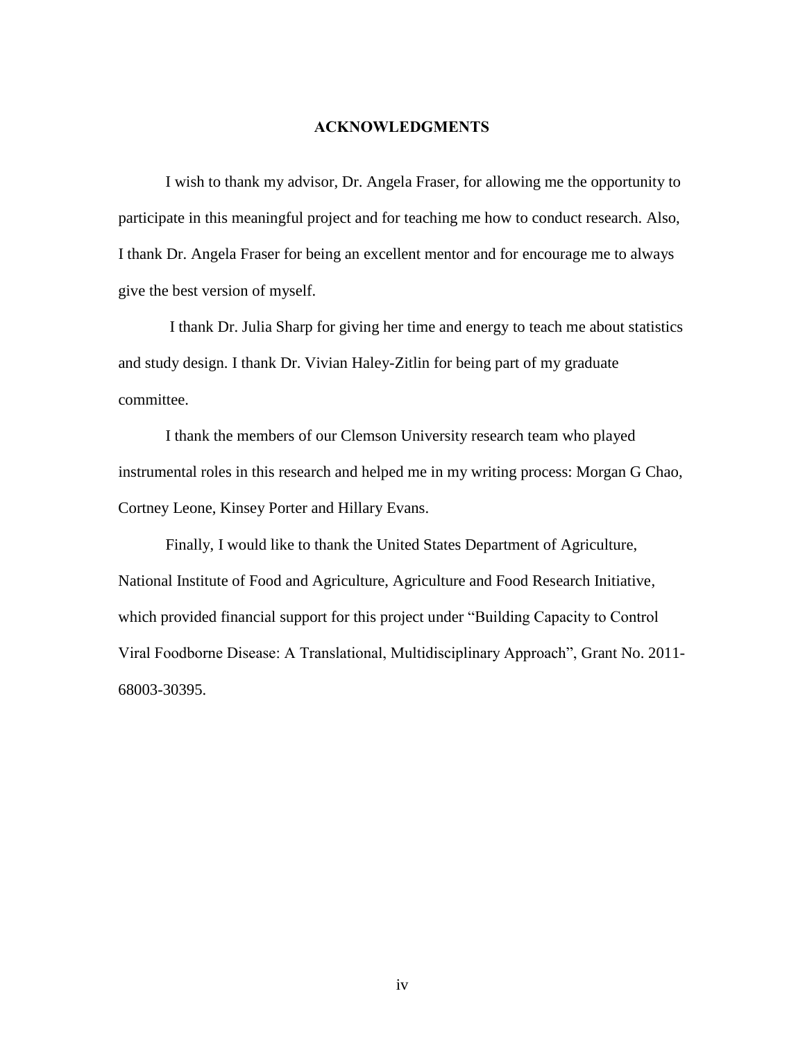# ACKNOWLEDGMENTS

I wish to thank my advisor, Dr. Angela Fraser, for allowing me the opportunity to participate in this meaningful project and for teaching me how to conduct research. Also, I thank Dr. Angela Fraser for being an excellent mentor and for encourage me to always give the best version of myself.

I thank Dr. Julia Sharp for giving her time and energy to teach me about statistics and study design. I thank Dr. Vivian Haley-Zitlin for being part of my graduate committee.

I thank the members of our Clemson University research team who played instrumental roles in this research and helped me in my writing process: Morgan G Chao, Cortney Leone, Kinsey Porter and Hillary Evans.

Finally, I would like to thank the United States Department of Agriculture, National Institute of Food and Agriculture, Agriculture and Food Research Initiative, which provided financial support for this project under "Building Capacity to Control Viral Foodborne Disease: A Translational, Multidisciplinary Approach", Grant No. 2011-68003-30395.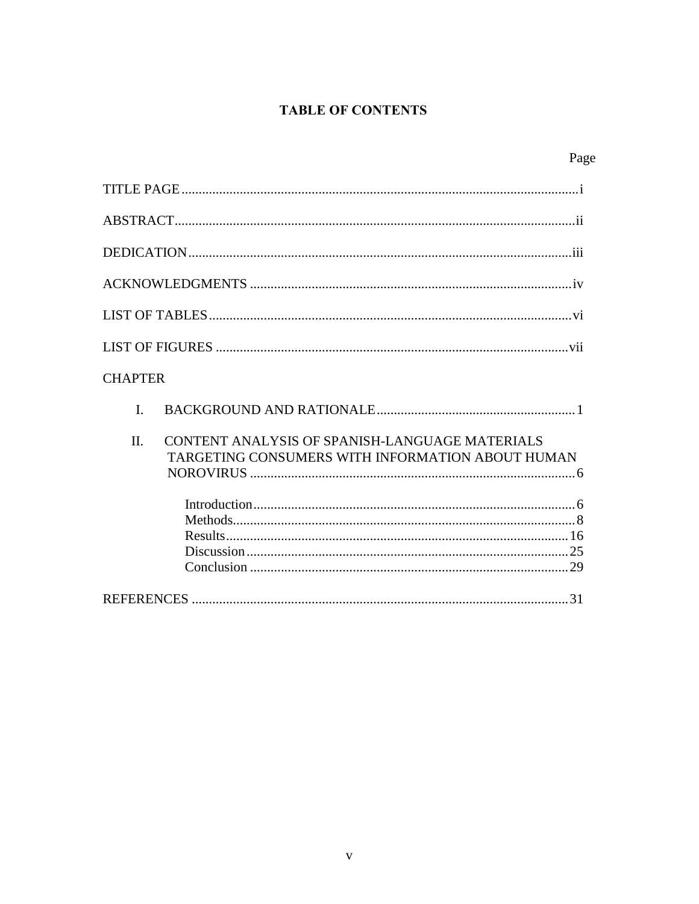# TABLE OF CONTENTS

| | Page |
|---|---|
| TITLE PAGE | i |
| ABSTRACT | ii |
| DEDICATION | iii |
| ACKNOWLEDGMENTS | iv |
| LIST OF TABLES | vi |
| LIST OF FIGURES | vii |
| CHAPTER | |
| I. BACKGROUND AND RATIONALE | 1 |
| II. CONTENT ANALYSIS OF SPANISH-LANGUAGE MATERIALS TARGETING CONSUMERS WITH INFORMATION ABOUT HUMAN NOROVIRUS | 6 |
| Introduction | 6 |
| Methods | 8 |
| Results | 16 |
| Discussion | 25 |
| Conclusion | 29 |
| REFERENCES | 31 |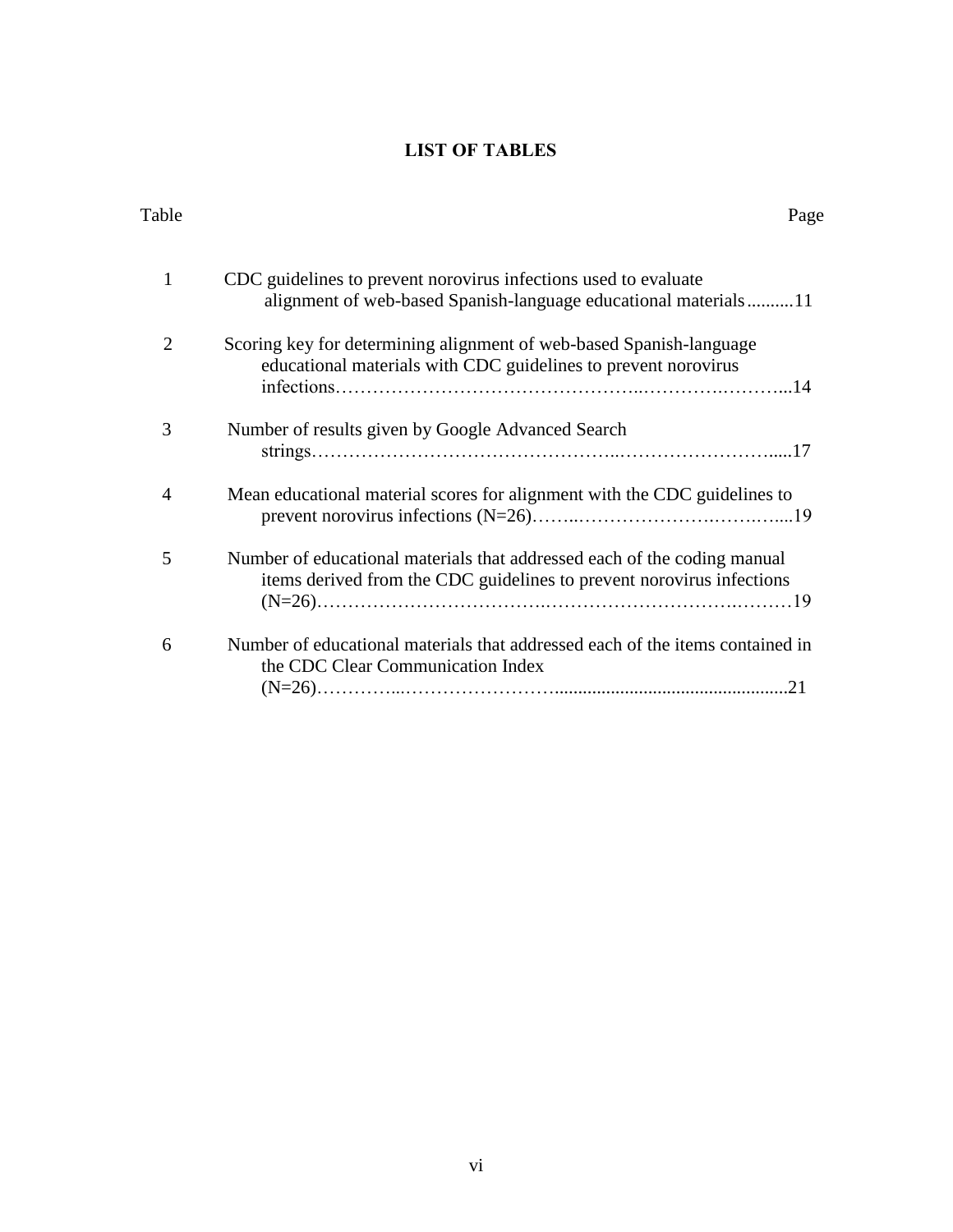# LIST OF TABLES

| Table | | Page |
|---|---|---|
| 1 | CDC guidelines to prevent norovirus infections used to evaluate alignment of web-based Spanish-language educational materials | 11 |
| 2 | Scoring key for determining alignment of web-based Spanish-language educational materials with CDC guidelines to prevent norovirus infections | 14 |
| 3 | Number of results given by Google Advanced Search strings | 17 |
| 4 | Mean educational material scores for alignment with the CDC guidelines to prevent norovirus infections (N=26) | 19 |
| 5 | Number of educational materials that addressed each of the coding manual items derived from the CDC guidelines to prevent norovirus infections (N=26) | 19 |
| 6 | Number of educational materials that addressed each of the items contained in the CDC Clear Communication Index (N=26) | 21 |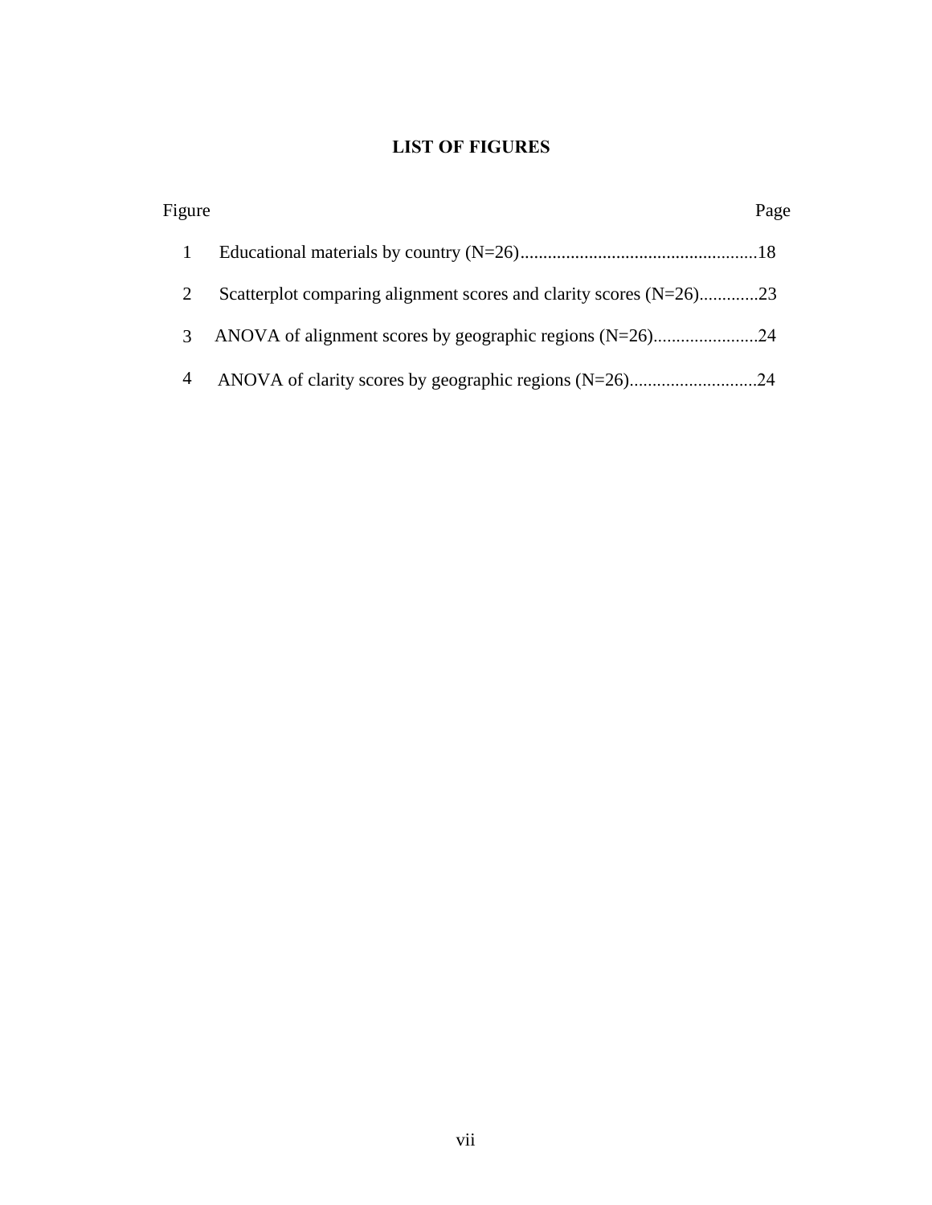## LIST OF FIGURES

| Figure | | Page |
|---|---|---|
| 1 | Educational materials by country (N=26) | 18 |
| 2 | Scatterplot comparing alignment scores and clarity scores (N=26) | 23 |
| 3 | ANOVA of alignment scores by geographic regions (N=26) | 24 |
| 4 | ANOVA of clarity scores by geographic regions (N=26) | 24 |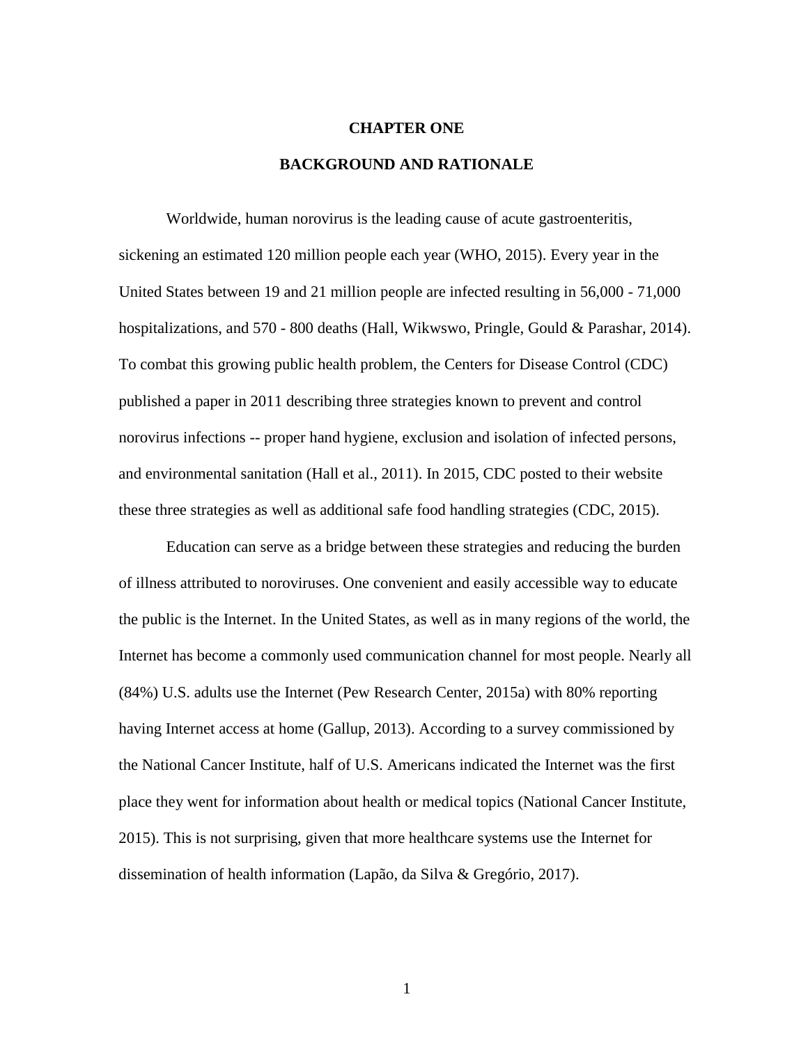# CHAPTER ONE

## BACKGROUND AND RATIONALE

Worldwide, human norovirus is the leading cause of acute gastroenteritis, sickening an estimated 120 million people each year (WHO, 2015). Every year in the United States between 19 and 21 million people are infected resulting in 56,000 - 71,000 hospitalizations, and 570 - 800 deaths (Hall, Wikwswo, Pringle, Gould & Parashar, 2014). To combat this growing public health problem, the Centers for Disease Control (CDC) published a paper in 2011 describing three strategies known to prevent and control norovirus infections -- proper hand hygiene, exclusion and isolation of infected persons, and environmental sanitation (Hall et al., 2011). In 2015, CDC posted to their website these three strategies as well as additional safe food handling strategies (CDC, 2015).

Education can serve as a bridge between these strategies and reducing the burden of illness attributed to noroviruses. One convenient and easily accessible way to educate the public is the Internet. In the United States, as well as in many regions of the world, the Internet has become a commonly used communication channel for most people. Nearly all (84%) U.S. adults use the Internet (Pew Research Center, 2015a) with 80% reporting having Internet access at home (Gallup, 2013). According to a survey commissioned by the National Cancer Institute, half of U.S. Americans indicated the Internet was the first place they went for information about health or medical topics (National Cancer Institute, 2015). This is not surprising, given that more healthcare systems use the Internet for dissemination of health information (Lapão, da Silva & Gregório, 2017).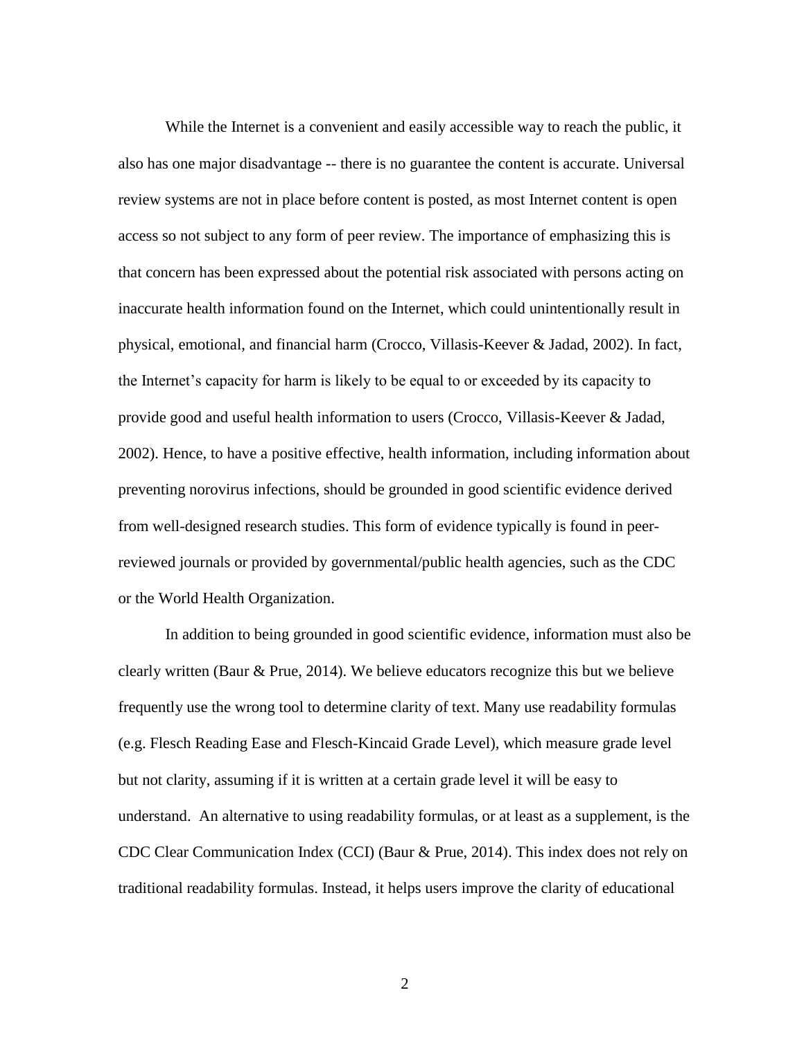While the Internet is a convenient and easily accessible way to reach the public, it also has one major disadvantage -- there is no guarantee the content is accurate. Universal review systems are not in place before content is posted, as most Internet content is open access so not subject to any form of peer review. The importance of emphasizing this is that concern has been expressed about the potential risk associated with persons acting on inaccurate health information found on the Internet, which could unintentionally result in physical, emotional, and financial harm (Crocco, Villasis-Keever & Jadad, 2002). In fact, the Internet's capacity for harm is likely to be equal to or exceeded by its capacity to provide good and useful health information to users (Crocco, Villasis-Keever & Jadad, 2002). Hence, to have a positive effective, health information, including information about preventing norovirus infections, should be grounded in good scientific evidence derived from well-designed research studies. This form of evidence typically is found in peer-reviewed journals or provided by governmental/public health agencies, such as the CDC or the World Health Organization.

In addition to being grounded in good scientific evidence, information must also be clearly written (Baur & Prue, 2014). We believe educators recognize this but we believe frequently use the wrong tool to determine clarity of text. Many use readability formulas (e.g. Flesch Reading Ease and Flesch-Kincaid Grade Level), which measure grade level but not clarity, assuming if it is written at a certain grade level it will be easy to understand. An alternative to using readability formulas, or at least as a supplement, is the CDC Clear Communication Index (CCI) (Baur & Prue, 2014). This index does not rely on traditional readability formulas. Instead, it helps users improve the clarity of educational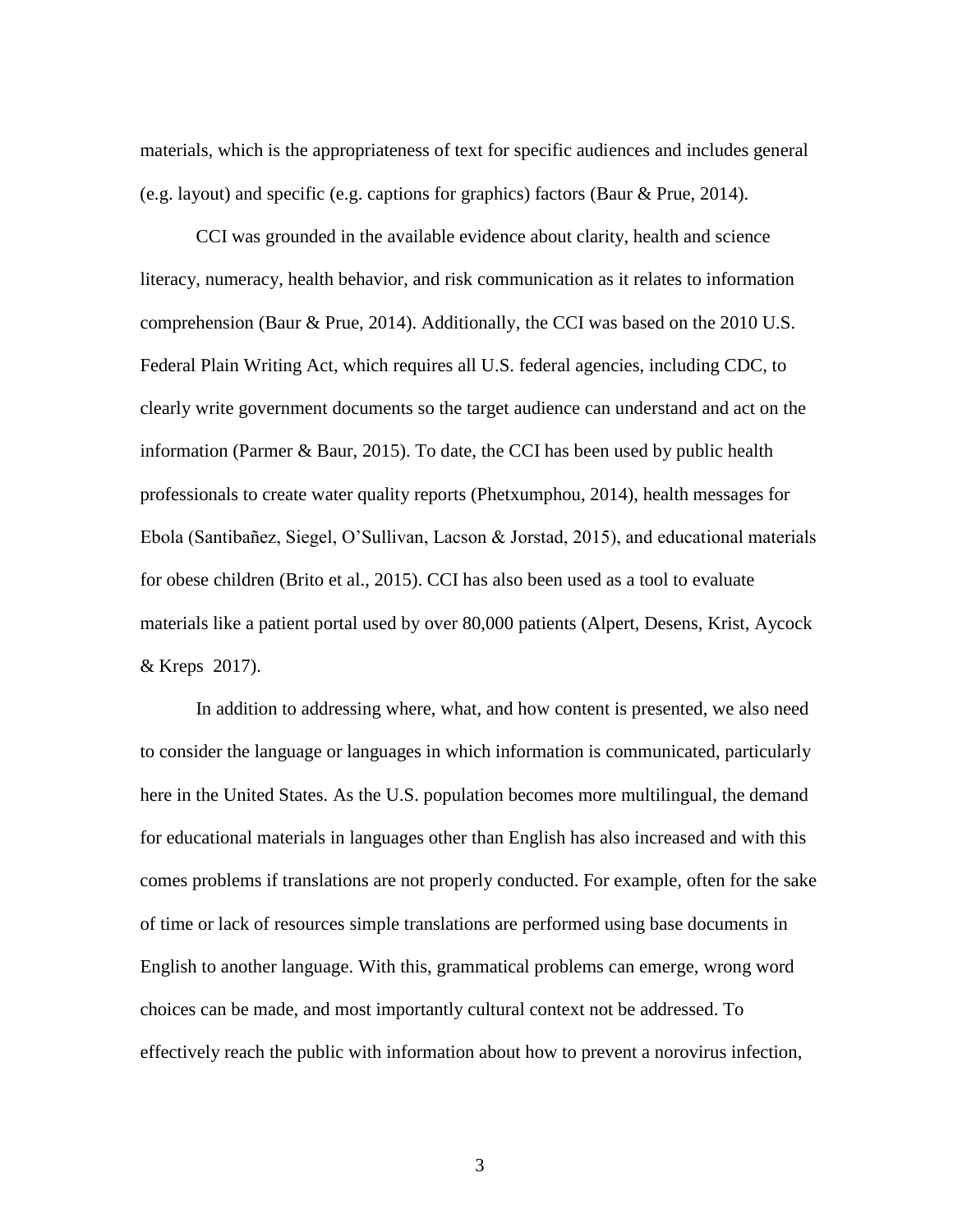materials, which is the appropriateness of text for specific audiences and includes general (e.g. layout) and specific (e.g. captions for graphics) factors (Baur & Prue, 2014).

CCI was grounded in the available evidence about clarity, health and science literacy, numeracy, health behavior, and risk communication as it relates to information comprehension (Baur & Prue, 2014). Additionally, the CCI was based on the 2010 U.S. Federal Plain Writing Act, which requires all U.S. federal agencies, including CDC, to clearly write government documents so the target audience can understand and act on the information (Parmer & Baur, 2015). To date, the CCI has been used by public health professionals to create water quality reports (Phetxumphou, 2014), health messages for Ebola (Santibañez, Siegel, O'Sullivan, Lacson & Jorstad, 2015), and educational materials for obese children (Brito et al., 2015). CCI has also been used as a tool to evaluate materials like a patient portal used by over 80,000 patients (Alpert, Desens, Krist, Aycock & Kreps 2017).

In addition to addressing where, what, and how content is presented, we also need to consider the language or languages in which information is communicated, particularly here in the United States. As the U.S. population becomes more multilingual, the demand for educational materials in languages other than English has also increased and with this comes problems if translations are not properly conducted. For example, often for the sake of time or lack of resources simple translations are performed using base documents in English to another language. With this, grammatical problems can emerge, wrong word choices can be made, and most importantly cultural context not be addressed. To effectively reach the public with information about how to prevent a norovirus infection,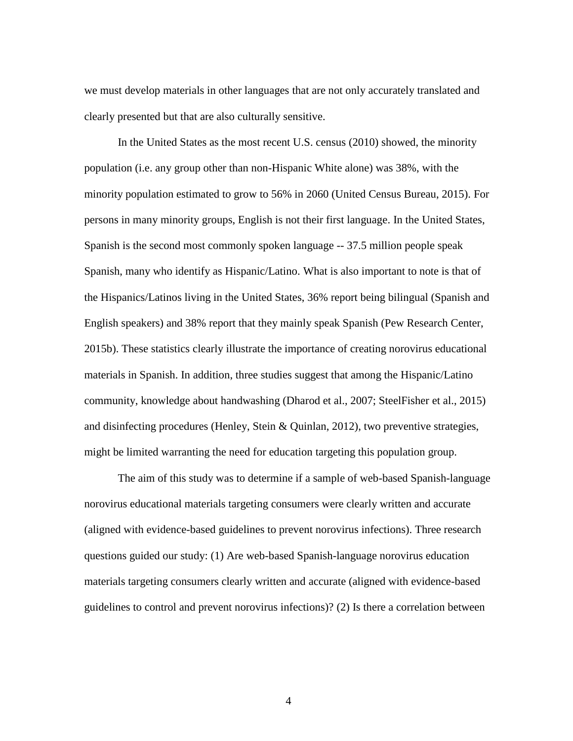we must develop materials in other languages that are not only accurately translated and clearly presented but that are also culturally sensitive.

In the United States as the most recent U.S. census (2010) showed, the minority population (i.e. any group other than non-Hispanic White alone) was 38%, with the minority population estimated to grow to 56% in 2060 (United Census Bureau, 2015). For persons in many minority groups, English is not their first language. In the United States, Spanish is the second most commonly spoken language -- 37.5 million people speak Spanish, many who identify as Hispanic/Latino. What is also important to note is that of the Hispanics/Latinos living in the United States, 36% report being bilingual (Spanish and English speakers) and 38% report that they mainly speak Spanish (Pew Research Center, 2015b). These statistics clearly illustrate the importance of creating norovirus educational materials in Spanish. In addition, three studies suggest that among the Hispanic/Latino community, knowledge about handwashing (Dharod et al., 2007; SteelFisher et al., 2015) and disinfecting procedures (Henley, Stein & Quinlan, 2012), two preventive strategies, might be limited warranting the need for education targeting this population group.

The aim of this study was to determine if a sample of web-based Spanish-language norovirus educational materials targeting consumers were clearly written and accurate (aligned with evidence-based guidelines to prevent norovirus infections). Three research questions guided our study: (1) Are web-based Spanish-language norovirus education materials targeting consumers clearly written and accurate (aligned with evidence-based guidelines to control and prevent norovirus infections)? (2) Is there a correlation between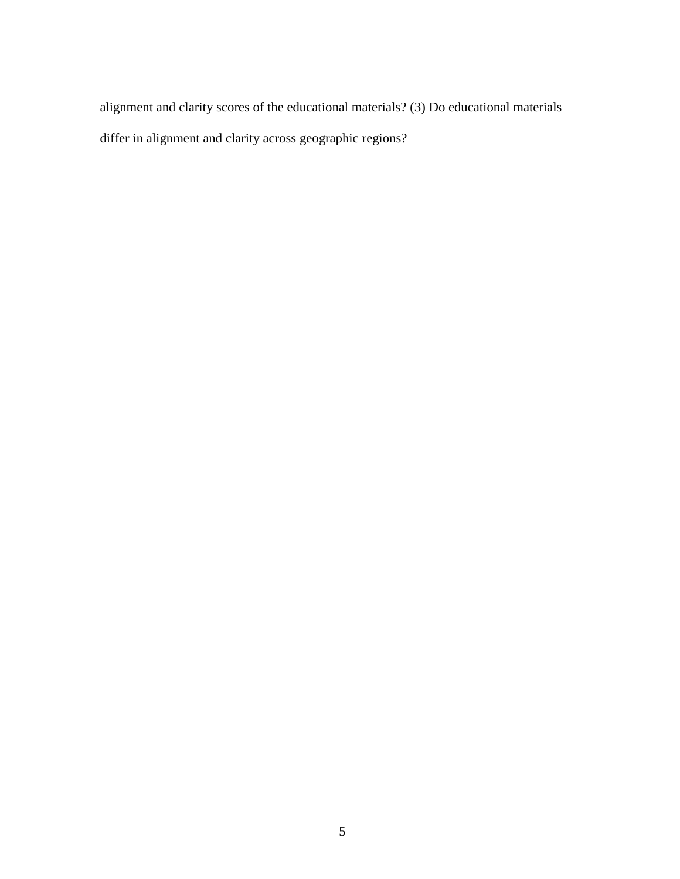alignment and clarity scores of the educational materials? (3) Do educational materials differ in alignment and clarity across geographic regions?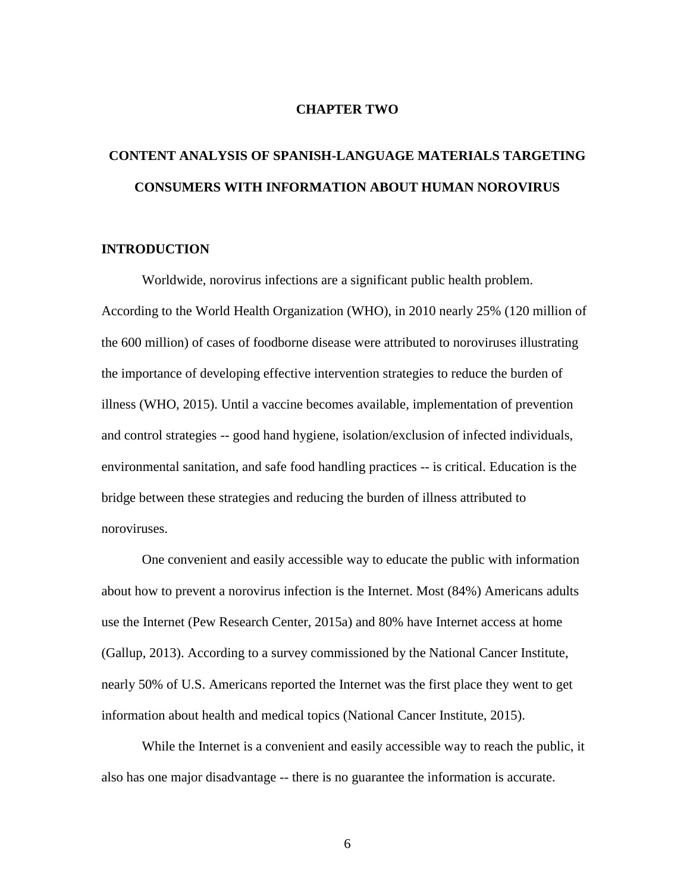# CHAPTER TWO

# CONTENT ANALYSIS OF SPANISH-LANGUAGE MATERIALS TARGETING CONSUMERS WITH INFORMATION ABOUT HUMAN NOROVIRUS

## INTRODUCTION

Worldwide, norovirus infections are a significant public health problem. According to the World Health Organization (WHO), in 2010 nearly 25% (120 million of the 600 million) of cases of foodborne disease were attributed to noroviruses illustrating the importance of developing effective intervention strategies to reduce the burden of illness (WHO, 2015). Until a vaccine becomes available, implementation of prevention and control strategies -- good hand hygiene, isolation/exclusion of infected individuals, environmental sanitation, and safe food handling practices -- is critical. Education is the bridge between these strategies and reducing the burden of illness attributed to noroviruses.

One convenient and easily accessible way to educate the public with information about how to prevent a norovirus infection is the Internet. Most (84%) Americans adults use the Internet (Pew Research Center, 2015a) and 80% have Internet access at home (Gallup, 2013). According to a survey commissioned by the National Cancer Institute, nearly 50% of U.S. Americans reported the Internet was the first place they went to get information about health and medical topics (National Cancer Institute, 2015).

While the Internet is a convenient and easily accessible way to reach the public, it also has one major disadvantage -- there is no guarantee the information is accurate.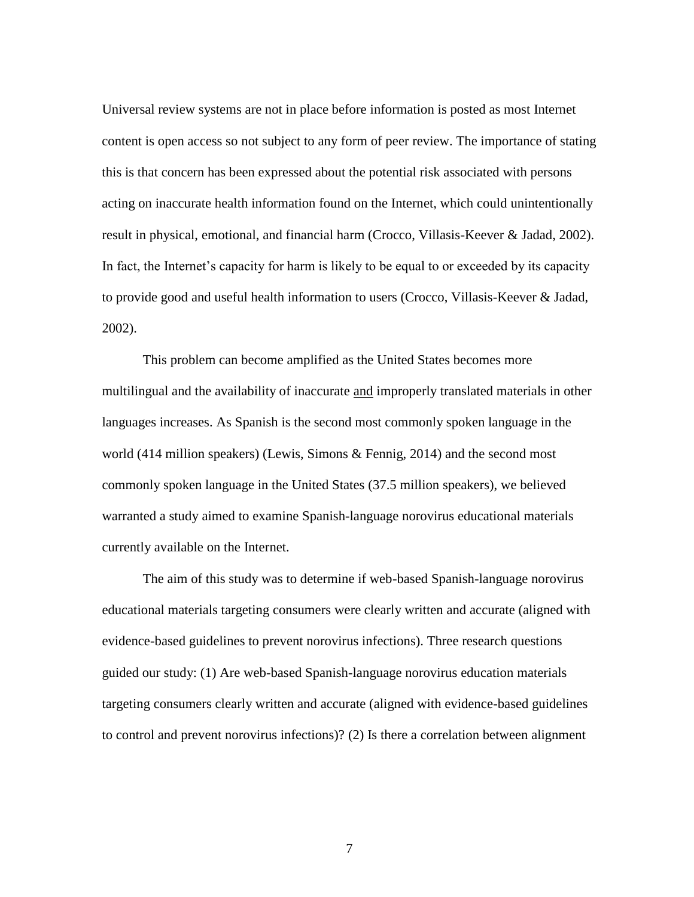Universal review systems are not in place before information is posted as most Internet content is open access so not subject to any form of peer review. The importance of stating this is that concern has been expressed about the potential risk associated with persons acting on inaccurate health information found on the Internet, which could unintentionally result in physical, emotional, and financial harm (Crocco, Villasis-Keever & Jadad, 2002). In fact, the Internet's capacity for harm is likely to be equal to or exceeded by its capacity to provide good and useful health information to users (Crocco, Villasis-Keever & Jadad, 2002).

This problem can become amplified as the United States becomes more multilingual and the availability of inaccurate <u>and</u> improperly translated materials in other languages increases. As Spanish is the second most commonly spoken language in the world (414 million speakers) (Lewis, Simons & Fennig, 2014) and the second most commonly spoken language in the United States (37.5 million speakers), we believed warranted a study aimed to examine Spanish-language norovirus educational materials currently available on the Internet.

The aim of this study was to determine if web-based Spanish-language norovirus educational materials targeting consumers were clearly written and accurate (aligned with evidence-based guidelines to prevent norovirus infections). Three research questions guided our study: (1) Are web-based Spanish-language norovirus education materials targeting consumers clearly written and accurate (aligned with evidence-based guidelines to control and prevent norovirus infections)? (2) Is there a correlation between alignment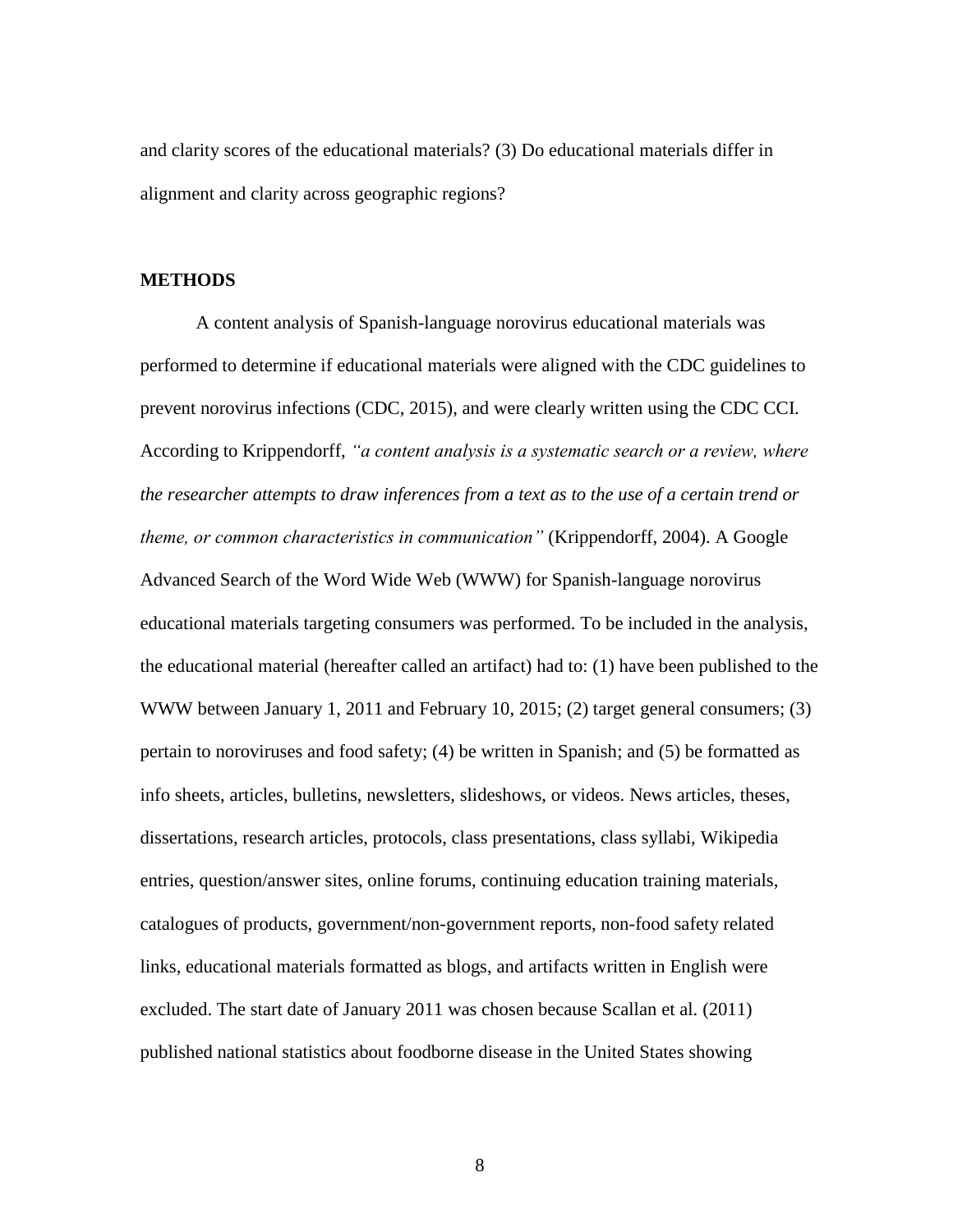and clarity scores of the educational materials? (3) Do educational materials differ in alignment and clarity across geographic regions?

## METHODS

A content analysis of Spanish-language norovirus educational materials was performed to determine if educational materials were aligned with the CDC guidelines to prevent norovirus infections (CDC, 2015), and were clearly written using the CDC CCI. According to Krippendorff, *"a content analysis is a systematic search or a review, where the researcher attempts to draw inferences from a text as to the use of a certain trend or theme, or common characteristics in communication"* (Krippendorff, 2004). A Google Advanced Search of the Word Wide Web (WWW) for Spanish-language norovirus educational materials targeting consumers was performed. To be included in the analysis, the educational material (hereafter called an artifact) had to: (1) have been published to the WWW between January 1, 2011 and February 10, 2015; (2) target general consumers; (3) pertain to noroviruses and food safety; (4) be written in Spanish; and (5) be formatted as info sheets, articles, bulletins, newsletters, slideshows, or videos. News articles, theses, dissertations, research articles, protocols, class presentations, class syllabi, Wikipedia entries, question/answer sites, online forums, continuing education training materials, catalogues of products, government/non-government reports, non-food safety related links, educational materials formatted as blogs, and artifacts written in English were excluded. The start date of January 2011 was chosen because Scallan et al. (2011) published national statistics about foodborne disease in the United States showing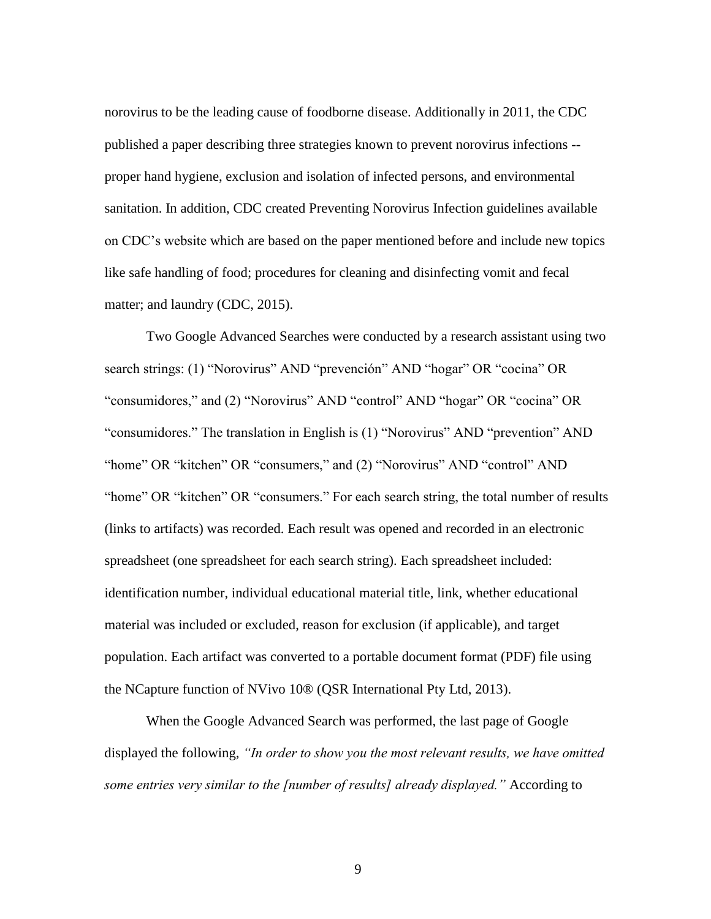norovirus to be the leading cause of foodborne disease. Additionally in 2011, the CDC published a paper describing three strategies known to prevent norovirus infections -- proper hand hygiene, exclusion and isolation of infected persons, and environmental sanitation. In addition, CDC created Preventing Norovirus Infection guidelines available on CDC's website which are based on the paper mentioned before and include new topics like safe handling of food; procedures for cleaning and disinfecting vomit and fecal matter; and laundry (CDC, 2015).

Two Google Advanced Searches were conducted by a research assistant using two search strings: (1) "Norovirus" AND "prevención" AND "hogar" OR "cocina" OR "consumidores," and (2) "Norovirus" AND "control" AND "hogar" OR "cocina" OR "consumidores." The translation in English is (1) "Norovirus" AND "prevention" AND "home" OR "kitchen" OR "consumers," and (2) "Norovirus" AND "control" AND "home" OR "kitchen" OR "consumers." For each search string, the total number of results (links to artifacts) was recorded. Each result was opened and recorded in an electronic spreadsheet (one spreadsheet for each search string). Each spreadsheet included: identification number, individual educational material title, link, whether educational material was included or excluded, reason for exclusion (if applicable), and target population. Each artifact was converted to a portable document format (PDF) file using the NCapture function of NVivo 10® (QSR International Pty Ltd, 2013).

When the Google Advanced Search was performed, the last page of Google displayed the following, *"In order to show you the most relevant results, we have omitted some entries very similar to the [number of results] already displayed."* According to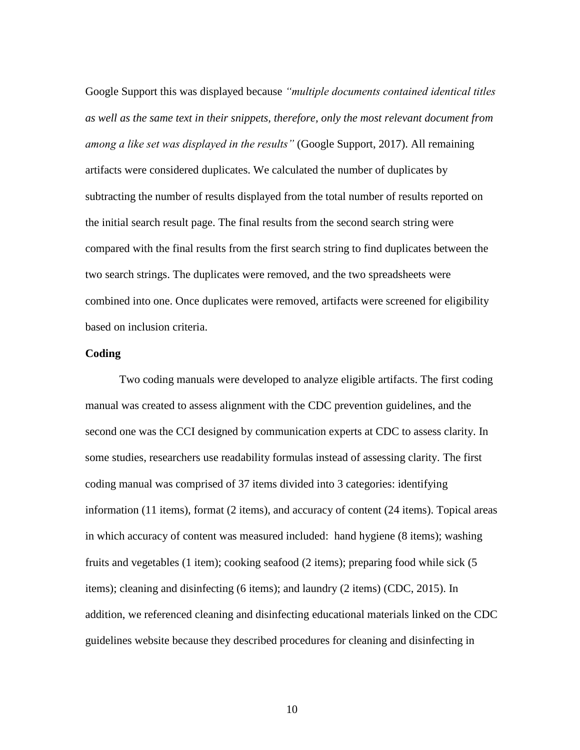Google Support this was displayed because *"multiple documents contained identical titles as well as the same text in their snippets, therefore, only the most relevant document from among a like set was displayed in the results"* (Google Support, 2017). All remaining artifacts were considered duplicates. We calculated the number of duplicates by subtracting the number of results displayed from the total number of results reported on the initial search result page. The final results from the second search string were compared with the final results from the first search string to find duplicates between the two search strings. The duplicates were removed, and the two spreadsheets were combined into one. Once duplicates were removed, artifacts were screened for eligibility based on inclusion criteria.

**Coding**

Two coding manuals were developed to analyze eligible artifacts. The first coding manual was created to assess alignment with the CDC prevention guidelines, and the second one was the CCI designed by communication experts at CDC to assess clarity. In some studies, researchers use readability formulas instead of assessing clarity. The first coding manual was comprised of 37 items divided into 3 categories: identifying information (11 items), format (2 items), and accuracy of content (24 items). Topical areas in which accuracy of content was measured included: hand hygiene (8 items); washing fruits and vegetables (1 item); cooking seafood (2 items); preparing food while sick (5 items); cleaning and disinfecting (6 items); and laundry (2 items) (CDC, 2015). In addition, we referenced cleaning and disinfecting educational materials linked on the CDC guidelines website because they described procedures for cleaning and disinfecting in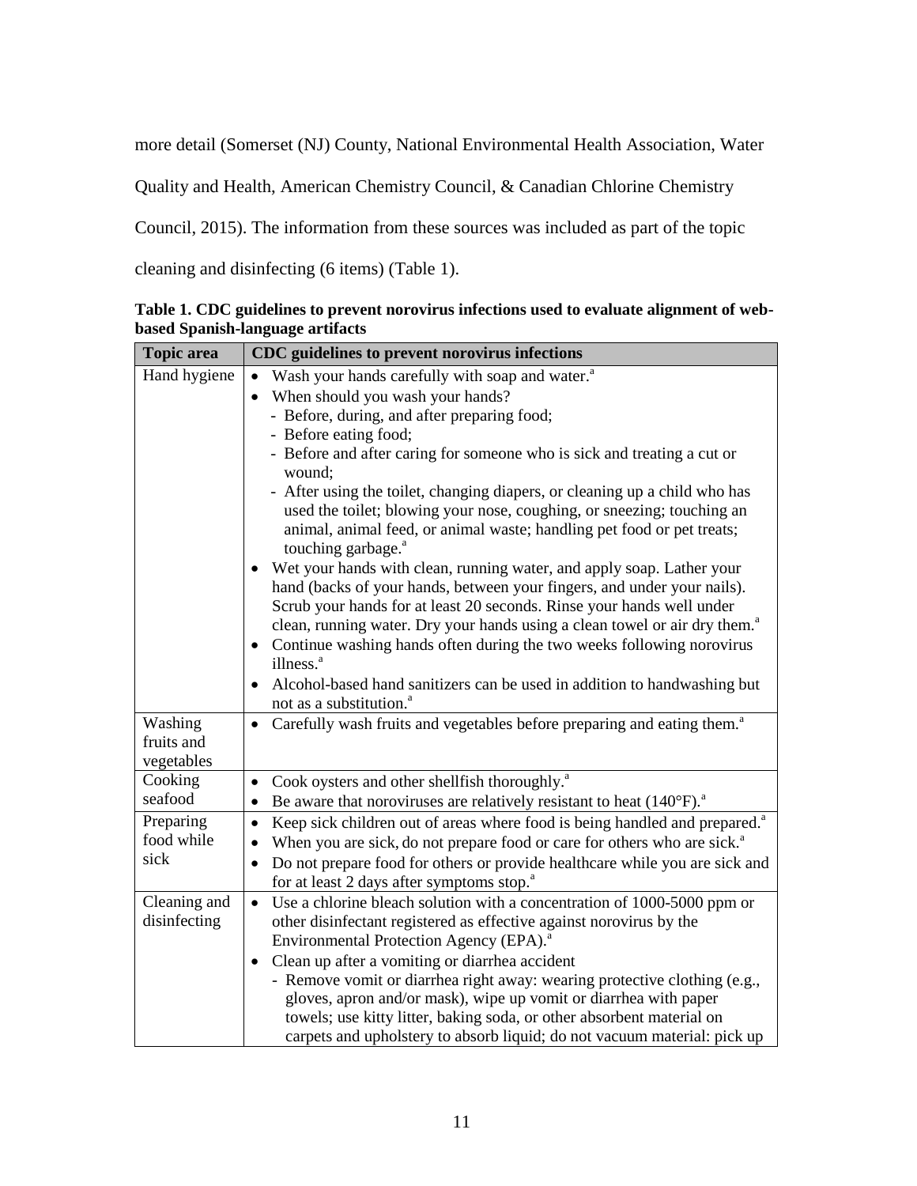more detail (Somerset (NJ) County, National Environmental Health Association, Water Quality and Health, American Chemistry Council, & Canadian Chlorine Chemistry Council, 2015). The information from these sources was included as part of the topic cleaning and disinfecting (6 items) (Table 1).

**Table 1. CDC guidelines to prevent norovirus infections used to evaluate alignment of web-based Spanish-language artifacts**

| Topic area | CDC guidelines to prevent norovirus infections |
| --- | --- |
| Hand hygiene | • Wash your hands carefully with soap and water.[a]<br>• When should you wash your hands?<br>- Before, during, and after preparing food;<br>- Before eating food;<br>- Before and after caring for someone who is sick and treating a cut or wound;<br>- After using the toilet, changing diapers, or cleaning up a child who has used the toilet; blowing your nose, coughing, or sneezing; touching an animal, animal feed, or animal waste; handling pet food or pet treats; touching garbage.[a]<br>• Wet your hands with clean, running water, and apply soap. Lather your hand (backs of your hands, between your fingers, and under your nails). Scrub your hands for at least 20 seconds. Rinse your hands well under clean, running water. Dry your hands using a clean towel or air dry them.[a]<br>• Continue washing hands often during the two weeks following norovirus illness.[a]<br>• Alcohol-based hand sanitizers can be used in addition to handwashing but not as a substitution.[a] |
| Washing fruits and vegetables | • Carefully wash fruits and vegetables before preparing and eating them.[a] |
| Cooking seafood | • Cook oysters and other shellfish thoroughly.[a]<br>• Be aware that noroviruses are relatively resistant to heat (140°F).[a] |
| Preparing food while sick | • Keep sick children out of areas where food is being handled and prepared.[a]<br>• When you are sick, do not prepare food or care for others who are sick.[a]<br>• Do not prepare food for others or provide healthcare while you are sick and for at least 2 days after symptoms stop.[a] |
| Cleaning and disinfecting | • Use a chlorine bleach solution with a concentration of 1000-5000 ppm or other disinfectant registered as effective against norovirus by the Environmental Protection Agency (EPA).[a]<br>• Clean up after a vomiting or diarrhea accident<br>- Remove vomit or diarrhea right away: wearing protective clothing (e.g., gloves, apron and/or mask), wipe up vomit or diarrhea with paper towels; use kitty litter, baking soda, or other absorbent material on carpets and upholstery to absorb liquid; do not vacuum material: pick up |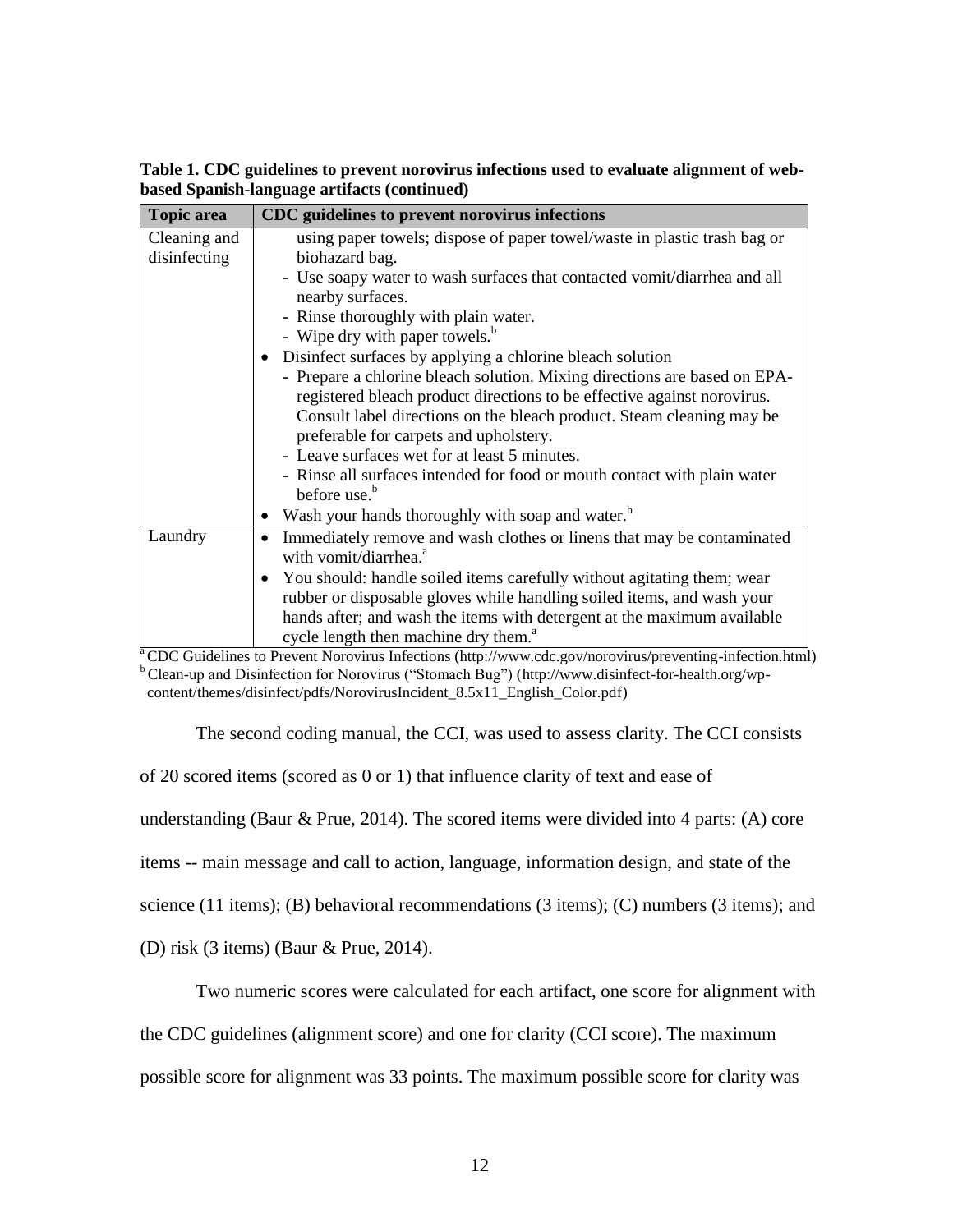**Table 1. CDC guidelines to prevent norovirus infections used to evaluate alignment of web-based Spanish-language artifacts (continued)**

| Topic area | CDC guidelines to prevent norovirus infections |
|---|---|
| Cleaning and disinfecting | using paper towels; dispose of paper towel/waste in plastic trash bag or biohazard bag.<br>- Use soapy water to wash surfaces that contacted vomit/diarrhea and all nearby surfaces.<br>- Rinse thoroughly with plain water.<br>- Wipe dry with paper towels.[b]<br>• Disinfect surfaces by applying a chlorine bleach solution<br>- Prepare a chlorine bleach solution. Mixing directions are based on EPA-registered bleach product directions to be effective against norovirus. Consult label directions on the bleach product. Steam cleaning may be preferable for carpets and upholstery.<br>- Leave surfaces wet for at least 5 minutes.<br>- Rinse all surfaces intended for food or mouth contact with plain water before use.[b]<br>• Wash your hands thoroughly with soap and water.[b] |
| Laundry | • Immediately remove and wash clothes or linens that may be contaminated with vomit/diarrhea.[a]<br>• You should: handle soiled items carefully without agitating them; wear rubber or disposable gloves while handling soiled items, and wash your hands after; and wash the items with detergent at the maximum available cycle length then machine dry them.[a] |

[a] CDC Guidelines to Prevent Norovirus Infections (http://www.cdc.gov/norovirus/preventing-infection.html)
[b] Clean-up and Disinfection for Norovirus ("Stomach Bug") (http://www.disinfect-for-health.org/wp-content/themes/disinfect/pdfs/NorovirusIncident_8.5x11_English_Color.pdf)

The second coding manual, the CCI, was used to assess clarity. The CCI consists of 20 scored items (scored as 0 or 1) that influence clarity of text and ease of understanding (Baur & Prue, 2014). The scored items were divided into 4 parts: (A) core items -- main message and call to action, language, information design, and state of the science (11 items); (B) behavioral recommendations (3 items); (C) numbers (3 items); and (D) risk (3 items) (Baur & Prue, 2014).

Two numeric scores were calculated for each artifact, one score for alignment with the CDC guidelines (alignment score) and one for clarity (CCI score). The maximum possible score for alignment was 33 points. The maximum possible score for clarity was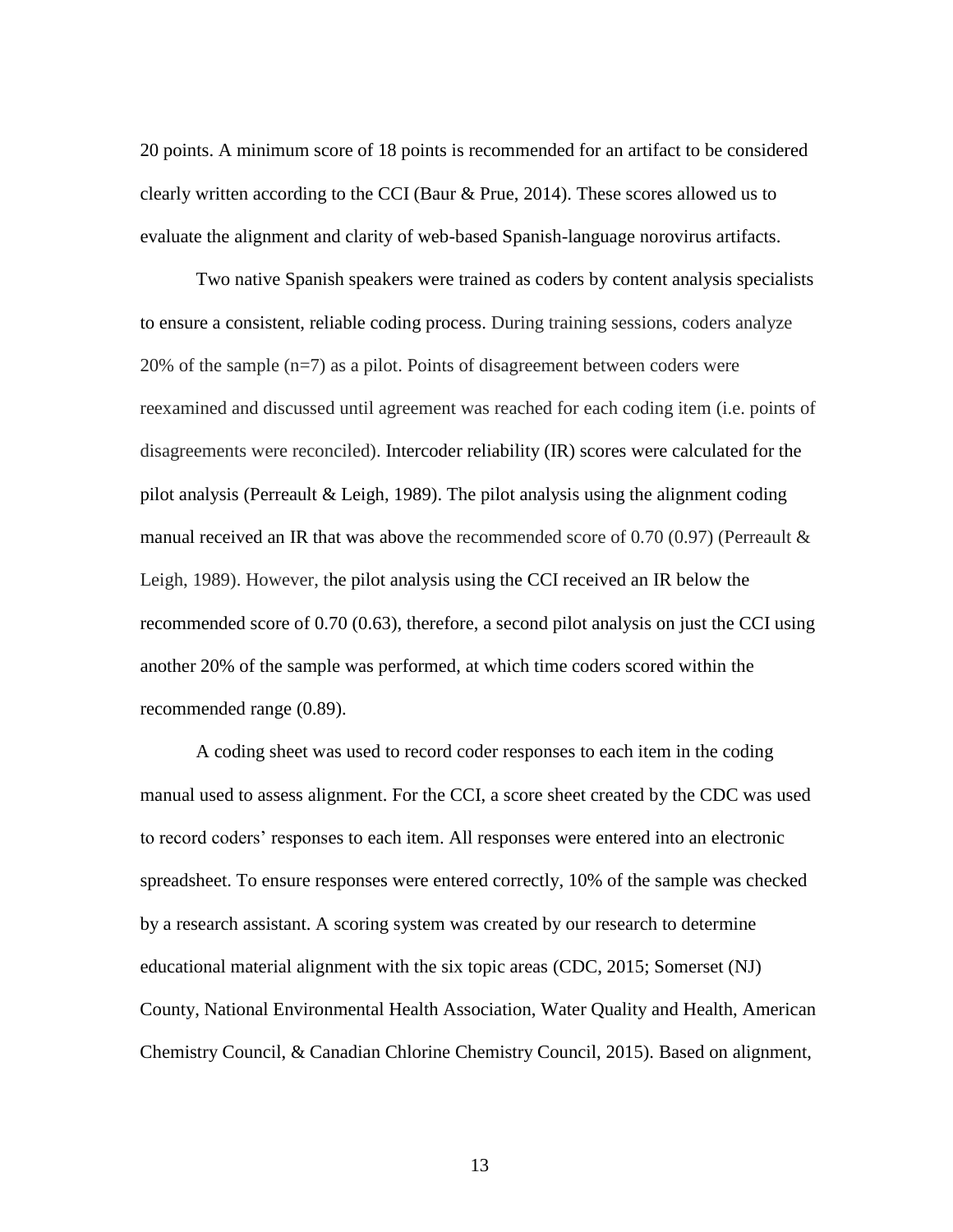20 points. A minimum score of 18 points is recommended for an artifact to be considered clearly written according to the CCI (Baur & Prue, 2014). These scores allowed us to evaluate the alignment and clarity of web-based Spanish-language norovirus artifacts.

Two native Spanish speakers were trained as coders by content analysis specialists to ensure a consistent, reliable coding process. During training sessions, coders analyze 20% of the sample (n=7) as a pilot. Points of disagreement between coders were reexamined and discussed until agreement was reached for each coding item (i.e. points of disagreements were reconciled). Intercoder reliability (IR) scores were calculated for the pilot analysis (Perreault & Leigh, 1989). The pilot analysis using the alignment coding manual received an IR that was above the recommended score of 0.70 (0.97) (Perreault & Leigh, 1989). However, the pilot analysis using the CCI received an IR below the recommended score of 0.70 (0.63), therefore, a second pilot analysis on just the CCI using another 20% of the sample was performed, at which time coders scored within the recommended range (0.89).

A coding sheet was used to record coder responses to each item in the coding manual used to assess alignment. For the CCI, a score sheet created by the CDC was used to record coders' responses to each item. All responses were entered into an electronic spreadsheet. To ensure responses were entered correctly, 10% of the sample was checked by a research assistant. A scoring system was created by our research to determine educational material alignment with the six topic areas (CDC, 2015; Somerset (NJ) County, National Environmental Health Association, Water Quality and Health, American Chemistry Council, & Canadian Chlorine Chemistry Council, 2015). Based on alignment,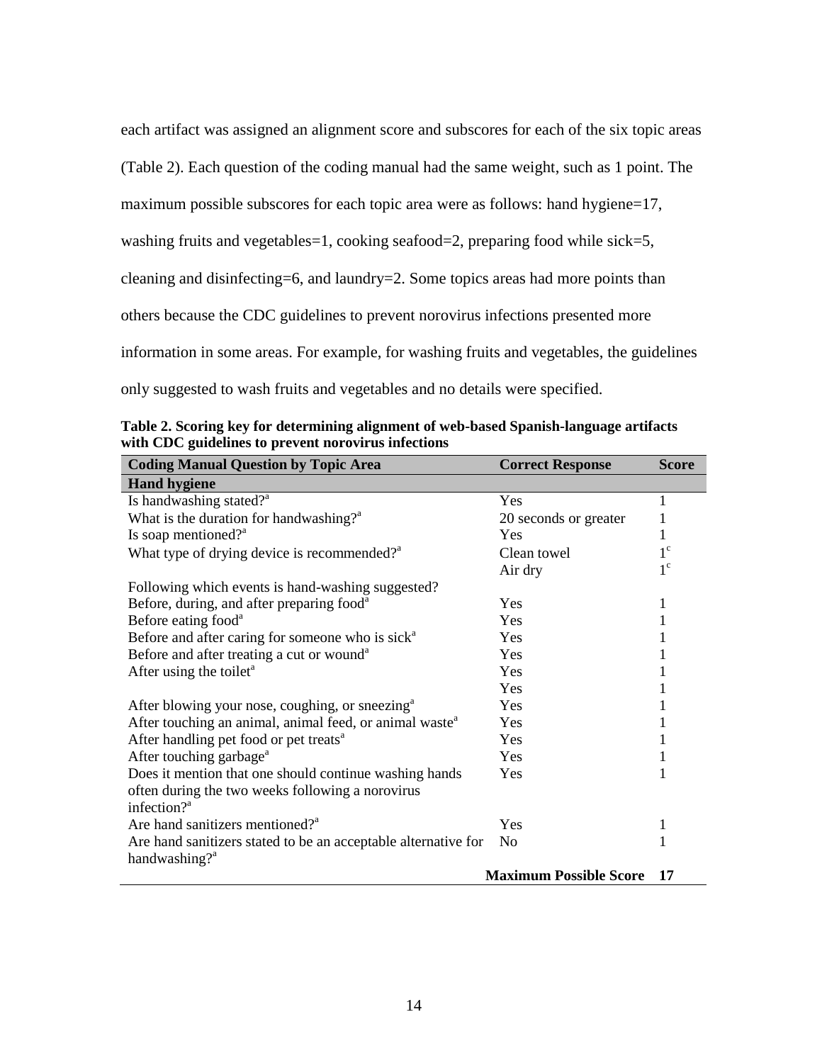each artifact was assigned an alignment score and subscores for each of the six topic areas (Table 2). Each question of the coding manual had the same weight, such as 1 point. The maximum possible subscores for each topic area were as follows: hand hygiene=17, washing fruits and vegetables=1, cooking seafood=2, preparing food while sick=5, cleaning and disinfecting=6, and laundry=2. Some topics areas had more points than others because the CDC guidelines to prevent norovirus infections presented more information in some areas. For example, for washing fruits and vegetables, the guidelines only suggested to wash fruits and vegetables and no details were specified.

**Table 2. Scoring key for determining alignment of web-based Spanish-language artifacts with CDC guidelines to prevent norovirus infections**

| Coding Manual Question by Topic Area | Correct Response | Score |
|---|---|---|
| **Hand hygiene** | | |
| Is handwashing stated?[a] | Yes | 1 |
| What is the duration for handwashing?[a] | 20 seconds or greater | 1 |
| Is soap mentioned?[a] | Yes | 1 |
| What type of drying device is recommended?[a] | Clean towel | 1[c] |
| | Air dry | 1[c] |
| Following which events is hand-washing suggested? | | |
| Before, during, and after preparing food[a] | Yes | 1 |
| Before eating food[a] | Yes | 1 |
| Before and after caring for someone who is sick[a] | Yes | 1 |
| Before and after treating a cut or wound[a] | Yes | 1 |
| After using the toilet[a] | Yes | 1 |
| | Yes | 1 |
| After blowing your nose, coughing, or sneezing[a] | Yes | 1 |
| After touching an animal, animal feed, or animal waste[a] | Yes | 1 |
| After handling pet food or pet treats[a] | Yes | 1 |
| After touching garbage[a] | Yes | 1 |
| Does it mention that one should continue washing hands often during the two weeks following a norovirus infection?[a] | Yes | 1 |
| Are hand sanitizers mentioned?[a] | Yes | 1 |
| Are hand sanitizers stated to be an acceptable alternative for handwashing?[a] | No | 1 |
| | **Maximum Possible Score** | **17** |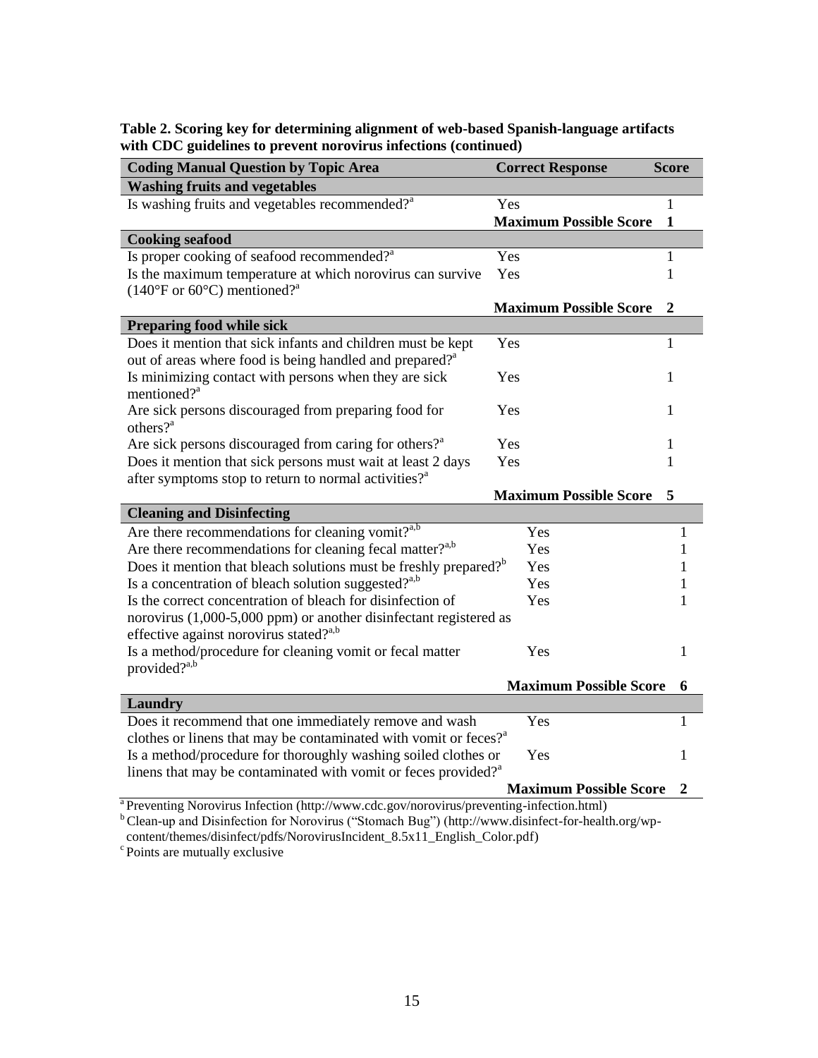**Table 2. Scoring key for determining alignment of web-based Spanish-language artifacts with CDC guidelines to prevent norovirus infections (continued)**

| Coding Manual Question by Topic Area | Correct Response | Score |
|---|---|---|
| **Washing fruits and vegetables** | | |
| Is washing fruits and vegetables recommended?[a] | Yes | 1 |
| | **Maximum Possible Score** | **1** |
| **Cooking seafood** | | |
| Is proper cooking of seafood recommended?[a] | Yes | 1 |
| Is the maximum temperature at which norovirus can survive (140°F or 60°C) mentioned?[a] | Yes | 1 |
| | **Maximum Possible Score** | **2** |
| **Preparing food while sick** | | |
| Does it mention that sick infants and children must be kept out of areas where food is being handled and prepared?[a] | Yes | 1 |
| Is minimizing contact with persons when they are sick mentioned?[a] | Yes | 1 |
| Are sick persons discouraged from preparing food for others?[a] | Yes | 1 |
| Are sick persons discouraged from caring for others?[a] | Yes | 1 |
| Does it mention that sick persons must wait at least 2 days after symptoms stop to return to normal activities?[a] | Yes | 1 |
| | **Maximum Possible Score** | **5** |
| **Cleaning and Disinfecting** | | |
| Are there recommendations for cleaning vomit?[a,b] | Yes | 1 |
| Are there recommendations for cleaning fecal matter?[a,b] | Yes | 1 |
| Does it mention that bleach solutions must be freshly prepared?[b] | Yes | 1 |
| Is a concentration of bleach solution suggested?[a,b] | Yes | 1 |
| Is the correct concentration of bleach for disinfection of norovirus (1,000-5,000 ppm) or another disinfectant registered as effective against norovirus stated?[a,b] | Yes | 1 |
| Is a method/procedure for cleaning vomit or fecal matter provided?[a,b] | Yes | 1 |
| | **Maximum Possible Score** | **6** |
| **Laundry** | | |
| Does it recommend that one immediately remove and wash clothes or linens that may be contaminated with vomit or feces?[a] | Yes | 1 |
| Is a method/procedure for thoroughly washing soiled clothes or linens that may be contaminated with vomit or feces provided?[a] | Yes | 1 |
| | **Maximum Possible Score** | **2** |

[a] Preventing Norovirus Infection (http://www.cdc.gov/norovirus/preventing-infection.html)

[b] Clean-up and Disinfection for Norovirus ("Stomach Bug") (http://www.disinfect-for-health.org/wp-content/themes/disinfect/pdfs/NorovirusIncident_8.5x11_English_Color.pdf)

[c] Points are mutually exclusive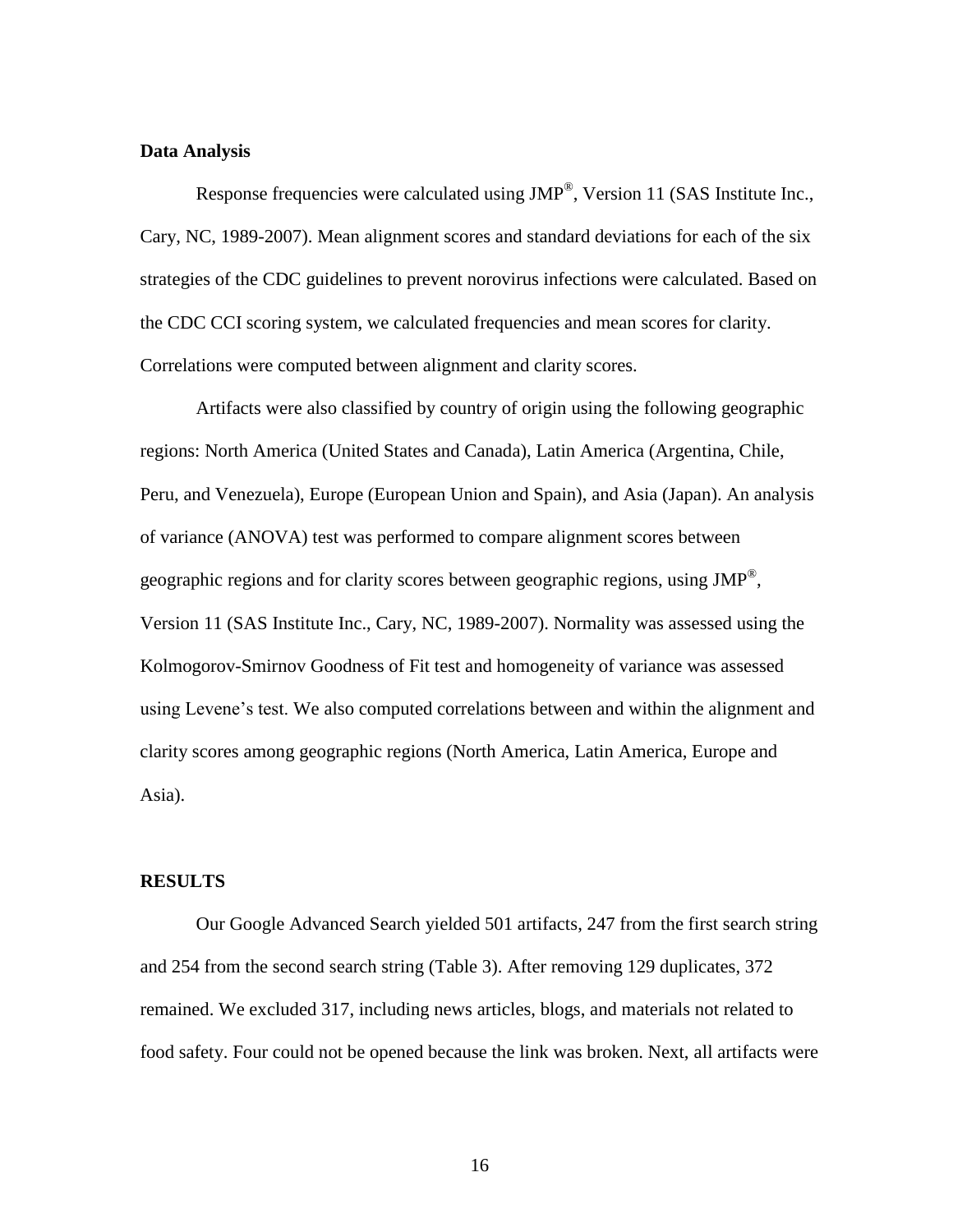### Data Analysis

Response frequencies were calculated using JMP®, Version 11 (SAS Institute Inc., Cary, NC, 1989-2007). Mean alignment scores and standard deviations for each of the six strategies of the CDC guidelines to prevent norovirus infections were calculated. Based on the CDC CCI scoring system, we calculated frequencies and mean scores for clarity. Correlations were computed between alignment and clarity scores.

Artifacts were also classified by country of origin using the following geographic regions: North America (United States and Canada), Latin America (Argentina, Chile, Peru, and Venezuela), Europe (European Union and Spain), and Asia (Japan). An analysis of variance (ANOVA) test was performed to compare alignment scores between geographic regions and for clarity scores between geographic regions, using JMP®, Version 11 (SAS Institute Inc., Cary, NC, 1989-2007). Normality was assessed using the Kolmogorov-Smirnov Goodness of Fit test and homogeneity of variance was assessed using Levene's test. We also computed correlations between and within the alignment and clarity scores among geographic regions (North America, Latin America, Europe and Asia).

## RESULTS

Our Google Advanced Search yielded 501 artifacts, 247 from the first search string and 254 from the second search string (Table 3). After removing 129 duplicates, 372 remained. We excluded 317, including news articles, blogs, and materials not related to food safety. Four could not be opened because the link was broken. Next, all artifacts were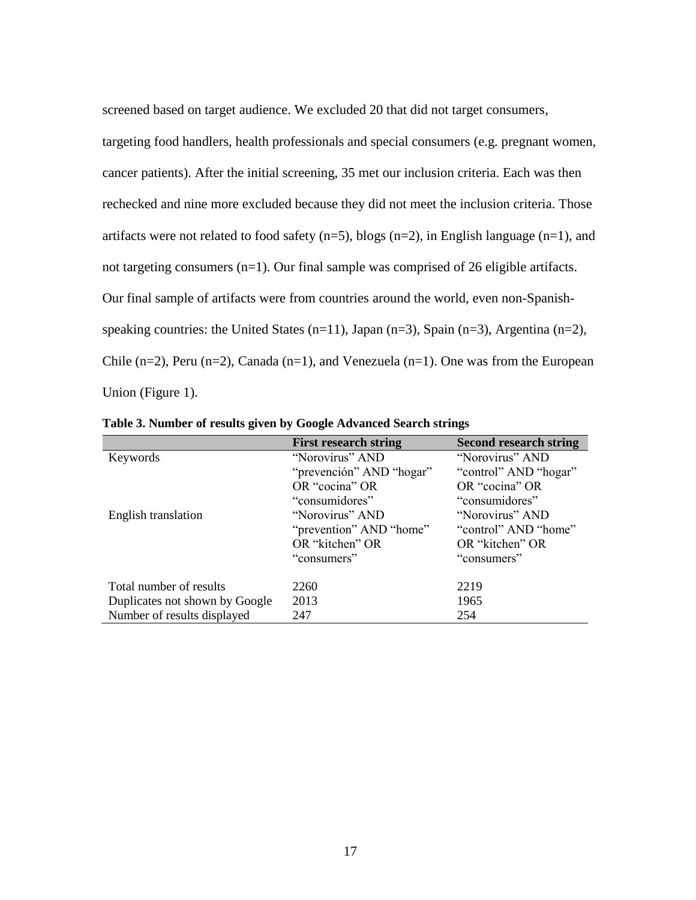screened based on target audience. We excluded 20 that did not target consumers, targeting food handlers, health professionals and special consumers (e.g. pregnant women, cancer patients). After the initial screening, 35 met our inclusion criteria. Each was then rechecked and nine more excluded because they did not meet the inclusion criteria. Those artifacts were not related to food safety (n=5), blogs (n=2), in English language (n=1), and not targeting consumers (n=1). Our final sample was comprised of 26 eligible artifacts. Our final sample of artifacts were from countries around the world, even non-Spanish-speaking countries: the United States (n=11), Japan (n=3), Spain (n=3), Argentina (n=2), Chile (n=2), Peru (n=2), Canada (n=1), and Venezuela (n=1). One was from the European Union (Figure 1).

**Table 3. Number of results given by Google Advanced Search strings**

| | First research string | Second research string |
|---|---|---|
| Keywords | "Norovirus" AND "prevención" AND "hogar" OR "cocina" OR "consumidores" | "Norovirus" AND "control" AND "hogar" OR "cocina" OR "consumidores" |
| English translation | "Norovirus" AND "prevention" AND "home" OR "kitchen" OR "consumers" | "Norovirus" AND "control" AND "home" OR "kitchen" OR "consumers" |
| Total number of results | 2260 | 2219 |
| Duplicates not shown by Google | 2013 | 1965 |
| Number of results displayed | 247 | 254 |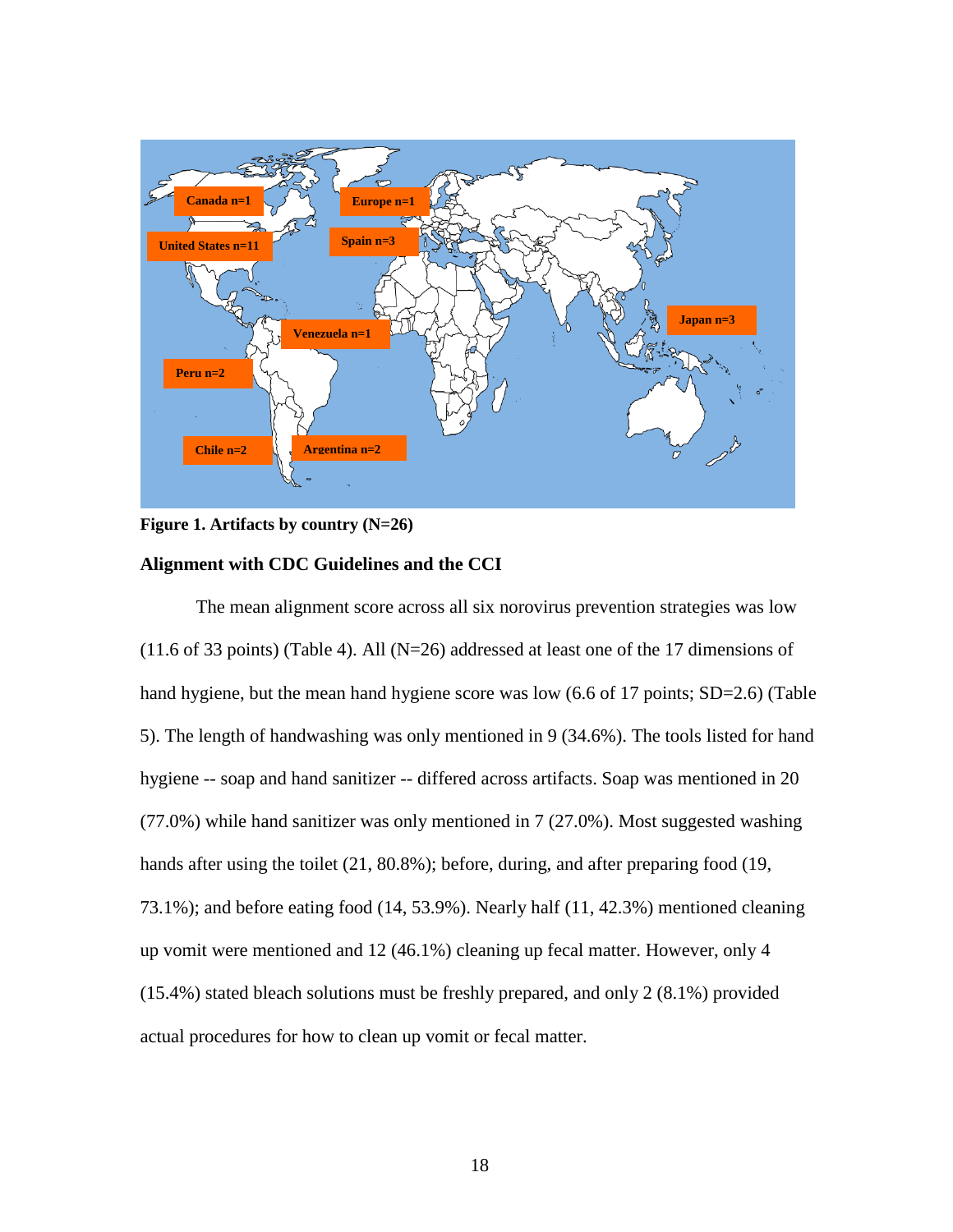**Figure 1. Artifacts by country (N=26)**

### Alignment with CDC Guidelines and the CCI

The mean alignment score across all six norovirus prevention strategies was low (11.6 of 33 points) (Table 4). All (N=26) addressed at least one of the 17 dimensions of hand hygiene, but the mean hand hygiene score was low (6.6 of 17 points; SD=2.6) (Table 5). The length of handwashing was only mentioned in 9 (34.6%). The tools listed for hand hygiene -- soap and hand sanitizer -- differed across artifacts. Soap was mentioned in 20 (77.0%) while hand sanitizer was only mentioned in 7 (27.0%). Most suggested washing hands after using the toilet (21, 80.8%); before, during, and after preparing food (19, 73.1%); and before eating food (14, 53.9%). Nearly half (11, 42.3%) mentioned cleaning up vomit were mentioned and 12 (46.1%) cleaning up fecal matter. However, only 4 (15.4%) stated bleach solutions must be freshly prepared, and only 2 (8.1%) provided actual procedures for how to clean up vomit or fecal matter.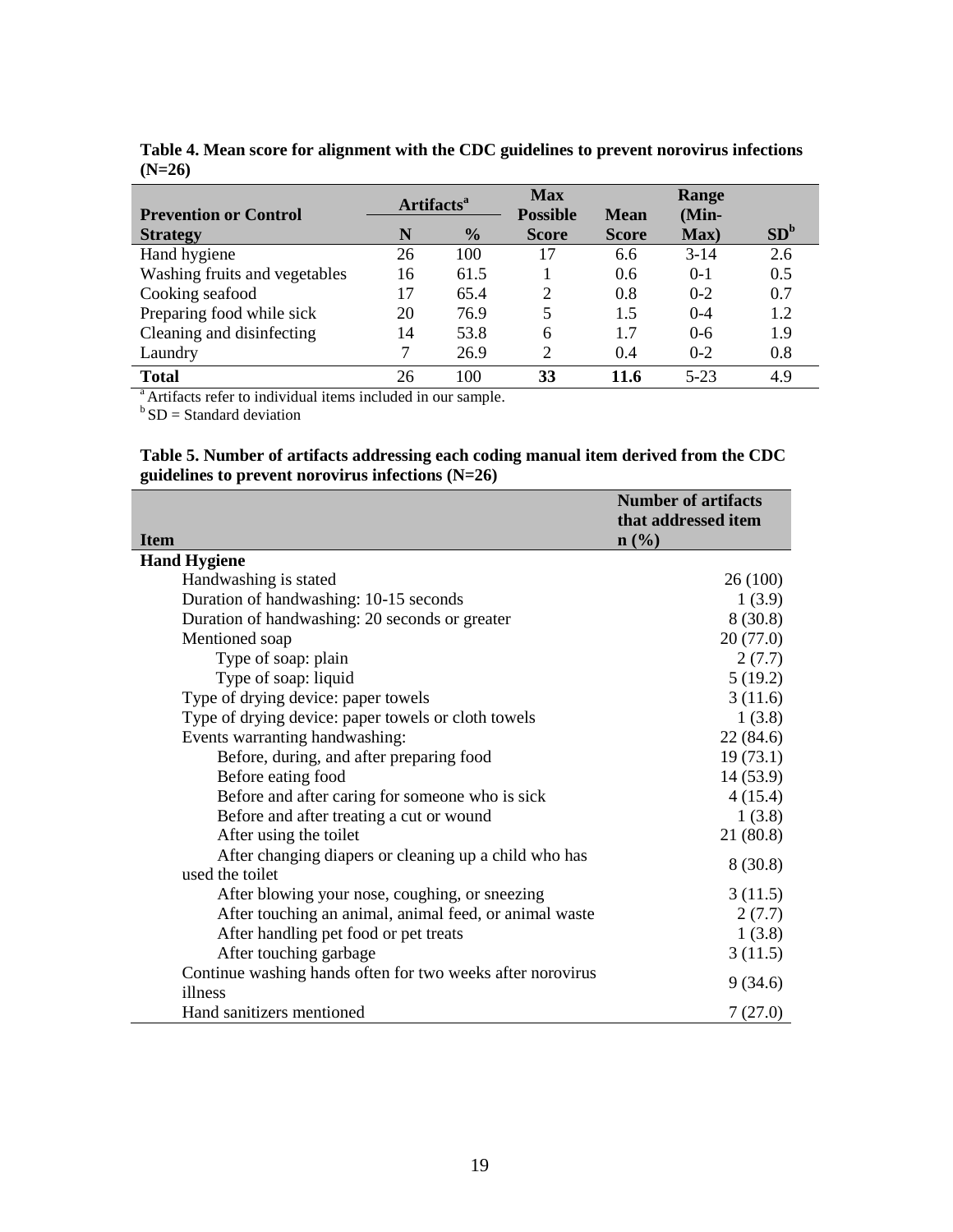**Table 4. Mean score for alignment with the CDC guidelines to prevent norovirus infections (N=26)**

| Prevention or Control Strategy | Artifacts[a] N | Artifacts[a] % | Max Possible Score | Mean Score | Range (Min-Max) | SD[b] |
|---|---|---|---|---|---|---|
| Hand hygiene | 26 | 100 | 17 | 6.6 | 3-14 | 2.6 |
| Washing fruits and vegetables | 16 | 61.5 | 1 | 0.6 | 0-1 | 0.5 |
| Cooking seafood | 17 | 65.4 | 2 | 0.8 | 0-2 | 0.7 |
| Preparing food while sick | 20 | 76.9 | 5 | 1.5 | 0-4 | 1.2 |
| Cleaning and disinfecting | 14 | 53.8 | 6 | 1.7 | 0-6 | 1.9 |
| Laundry | 7 | 26.9 | 2 | 0.4 | 0-2 | 0.8 |
| **Total** | 26 | 100 | **33** | **11.6** | 5-23 | 4.9 |

[a] Artifacts refer to individual items included in our sample.
[b] SD = Standard deviation

**Table 5. Number of artifacts addressing each coding manual item derived from the CDC guidelines to prevent norovirus infections (N=26)**

| Item | Number of artifacts that addressed item n (%) |
|---|---|
| **Hand Hygiene** | |
| Handwashing is stated | 26 (100) |
| Duration of handwashing: 10-15 seconds | 1 (3.9) |
| Duration of handwashing: 20 seconds or greater | 8 (30.8) |
| Mentioned soap | 20 (77.0) |
| Type of soap: plain | 2 (7.7) |
| Type of soap: liquid | 5 (19.2) |
| Type of drying device: paper towels | 3 (11.6) |
| Type of drying device: paper towels or cloth towels | 1 (3.8) |
| Events warranting handwashing: | 22 (84.6) |
| Before, during, and after preparing food | 19 (73.1) |
| Before eating food | 14 (53.9) |
| Before and after caring for someone who is sick | 4 (15.4) |
| Before and after treating a cut or wound | 1 (3.8) |
| After using the toilet | 21 (80.8) |
| After changing diapers or cleaning up a child who has used the toilet | 8 (30.8) |
| After blowing your nose, coughing, or sneezing | 3 (11.5) |
| After touching an animal, animal feed, or animal waste | 2 (7.7) |
| After handling pet food or pet treats | 1 (3.8) |
| After touching garbage | 3 (11.5) |
| Continue washing hands often for two weeks after norovirus illness | 9 (34.6) |
| Hand sanitizers mentioned | 7 (27.0) |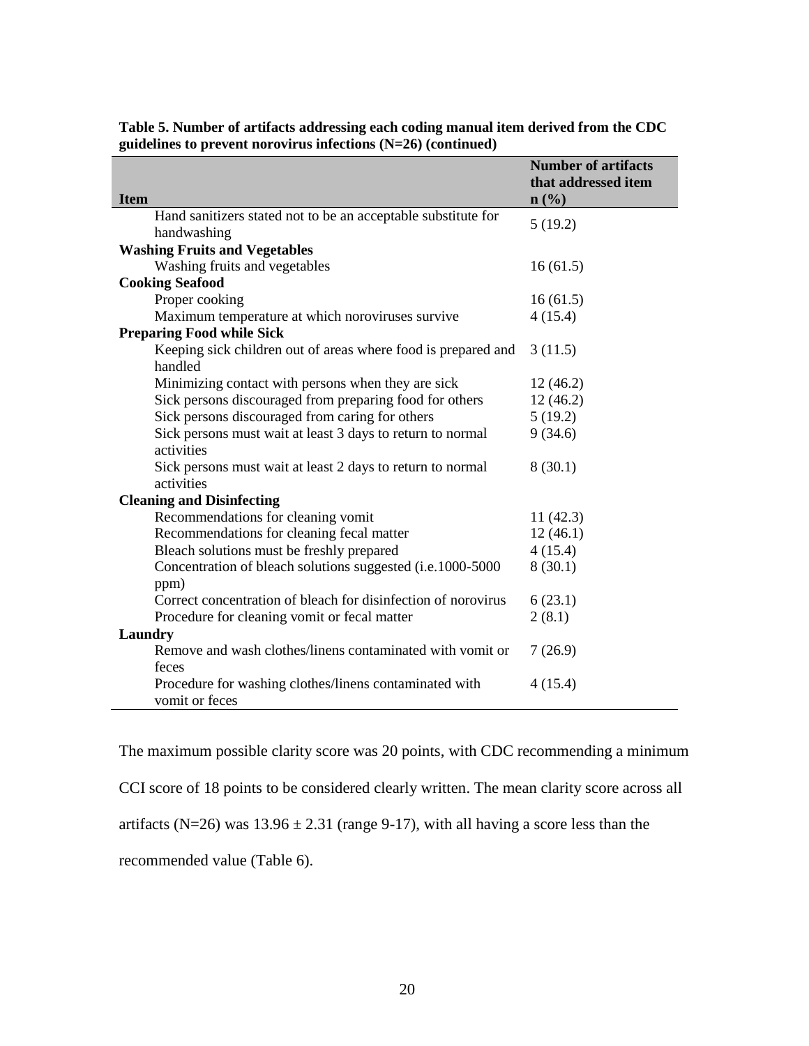**Table 5. Number of artifacts addressing each coding manual item derived from the CDC guidelines to prevent norovirus infections (N=26) (continued)**

| Item | Number of artifacts that addressed item n (%) |
|---|---|
| Hand sanitizers stated not to be an acceptable substitute for handwashing | 5 (19.2) |
| **Washing Fruits and Vegetables** | |
| Washing fruits and vegetables | 16 (61.5) |
| **Cooking Seafood** | |
| Proper cooking | 16 (61.5) |
| Maximum temperature at which noroviruses survive | 4 (15.4) |
| **Preparing Food while Sick** | |
| Keeping sick children out of areas where food is prepared and handled | 3 (11.5) |
| Minimizing contact with persons when they are sick | 12 (46.2) |
| Sick persons discouraged from preparing food for others | 12 (46.2) |
| Sick persons discouraged from caring for others | 5 (19.2) |
| Sick persons must wait at least 3 days to return to normal activities | 9 (34.6) |
| Sick persons must wait at least 2 days to return to normal activities | 8 (30.1) |
| **Cleaning and Disinfecting** | |
| Recommendations for cleaning vomit | 11 (42.3) |
| Recommendations for cleaning fecal matter | 12 (46.1) |
| Bleach solutions must be freshly prepared | 4 (15.4) |
| Concentration of bleach solutions suggested (i.e.1000-5000 ppm) | 8 (30.1) |
| Correct concentration of bleach for disinfection of norovirus | 6 (23.1) |
| Procedure for cleaning vomit or fecal matter | 2 (8.1) |
| **Laundry** | |
| Remove and wash clothes/linens contaminated with vomit or feces | 7 (26.9) |
| Procedure for washing clothes/linens contaminated with vomit or feces | 4 (15.4) |

The maximum possible clarity score was 20 points, with CDC recommending a minimum CCI score of 18 points to be considered clearly written. The mean clarity score across all artifacts (N=26) was $13.96 \pm 2.31$ (range 9-17), with all having a score less than the recommended value (Table 6).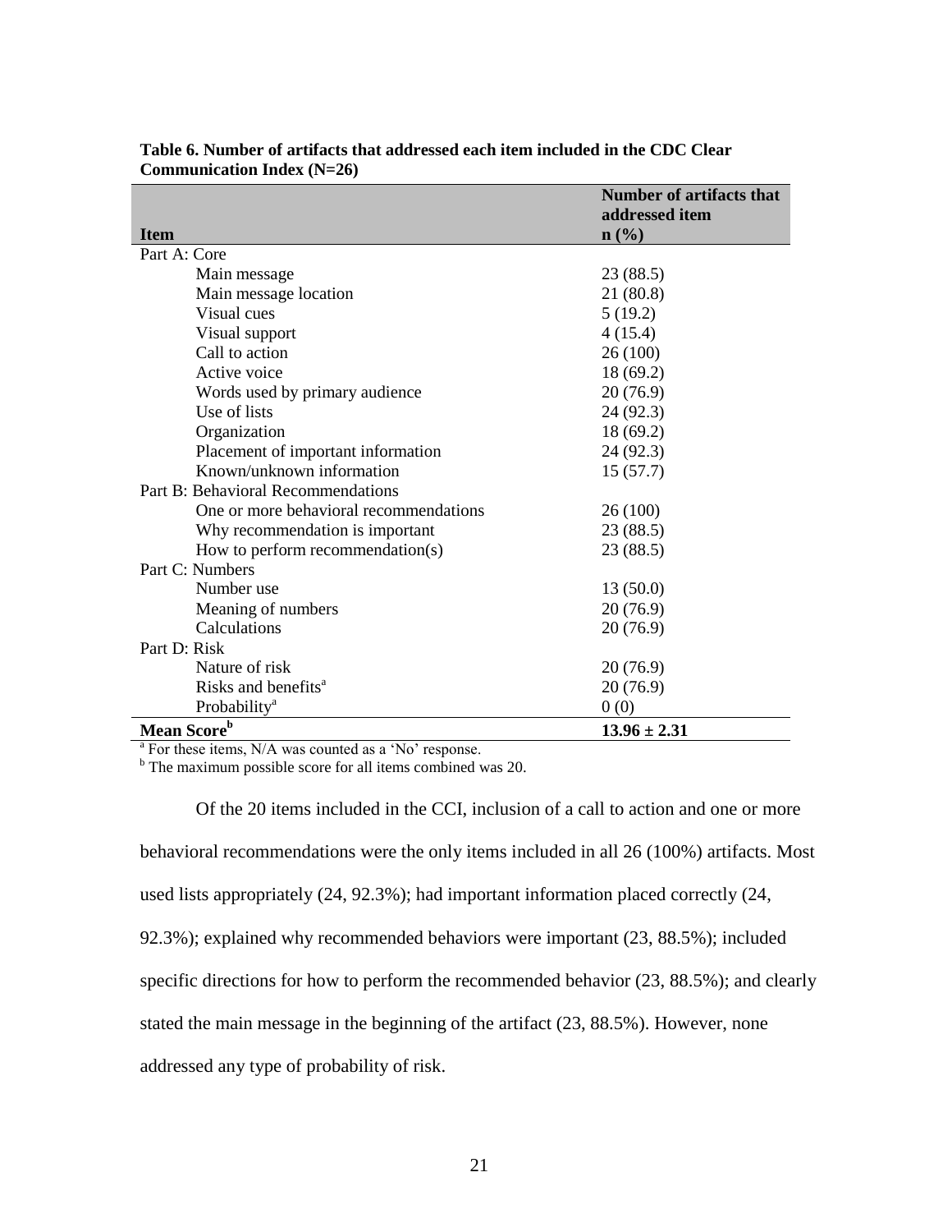**Table 6. Number of artifacts that addressed each item included in the CDC Clear Communication Index (N=26)**

| Item | Number of artifacts that addressed item n (%) |
|---|---|
| Part A: Core | |
| Main message | 23 (88.5) |
| Main message location | 21 (80.8) |
| Visual cues | 5 (19.2) |
| Visual support | 4 (15.4) |
| Call to action | 26 (100) |
| Active voice | 18 (69.2) |
| Words used by primary audience | 20 (76.9) |
| Use of lists | 24 (92.3) |
| Organization | 18 (69.2) |
| Placement of important information | 24 (92.3) |
| Known/unknown information | 15 (57.7) |
| Part B: Behavioral Recommendations | |
| One or more behavioral recommendations | 26 (100) |
| Why recommendation is important | 23 (88.5) |
| How to perform recommendation(s) | 23 (88.5) |
| Part C: Numbers | |
| Number use | 13 (50.0) |
| Meaning of numbers | 20 (76.9) |
| Calculations | 20 (76.9) |
| Part D: Risk | |
| Nature of risk | 20 (76.9) |
| Risks and benefits[a] | 20 (76.9) |
| Probability[a] | 0 (0) |
| **Mean Score[b]** | **13.96 ± 2.31** |

[a] For these items, N/A was counted as a 'No' response.
[b] The maximum possible score for all items combined was 20.

Of the 20 items included in the CCI, inclusion of a call to action and one or more behavioral recommendations were the only items included in all 26 (100%) artifacts. Most used lists appropriately (24, 92.3%); had important information placed correctly (24, 92.3%); explained why recommended behaviors were important (23, 88.5%); included specific directions for how to perform the recommended behavior (23, 88.5%); and clearly stated the main message in the beginning of the artifact (23, 88.5%). However, none addressed any type of probability of risk.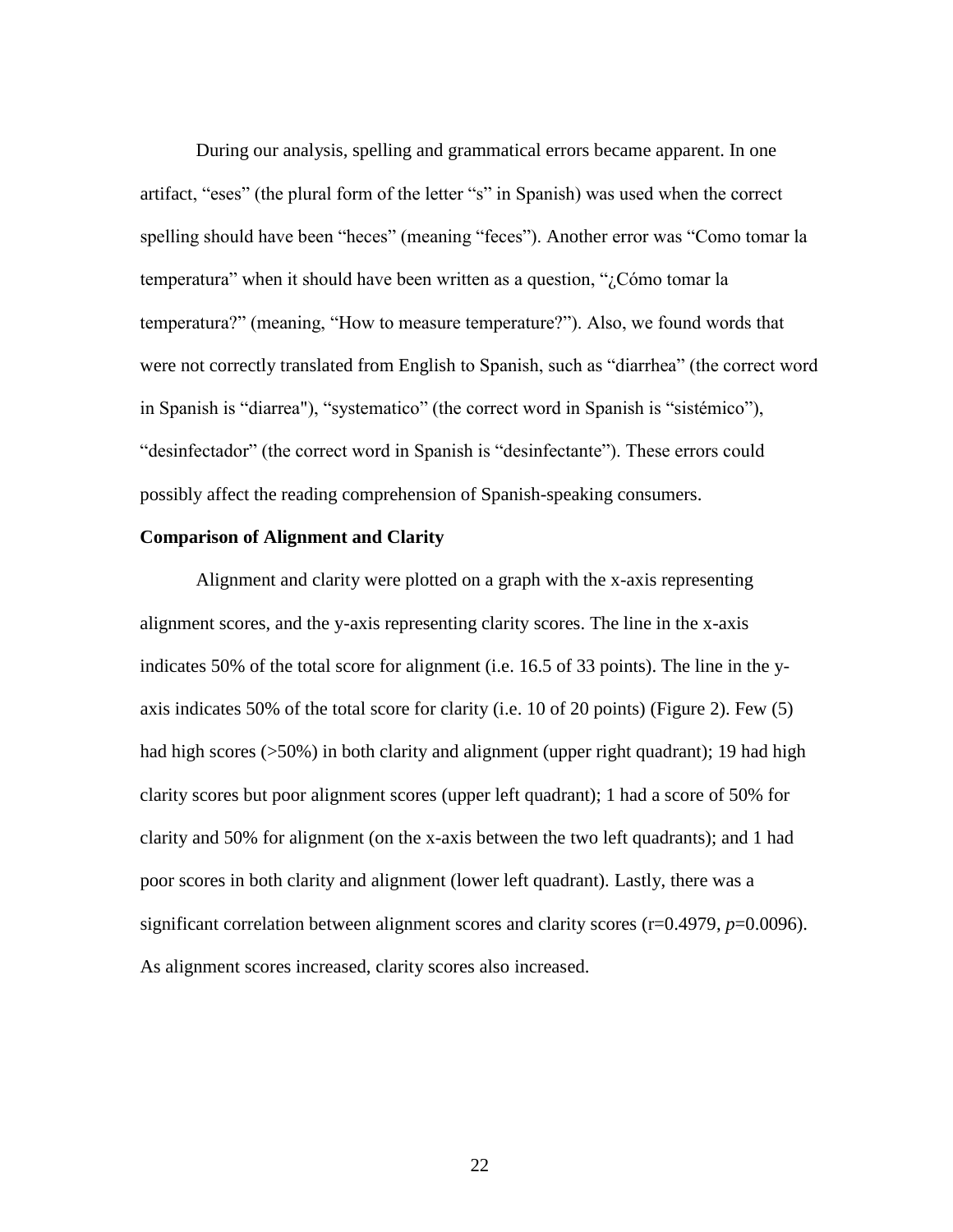During our analysis, spelling and grammatical errors became apparent. In one artifact, "eses" (the plural form of the letter "s" in Spanish) was used when the correct spelling should have been "heces" (meaning "feces"). Another error was "Como tomar la temperatura" when it should have been written as a question, "¿Cómo tomar la temperatura?" (meaning, "How to measure temperature?"). Also, we found words that were not correctly translated from English to Spanish, such as "diarrhea" (the correct word in Spanish is "diarrea"), "systematico" (the correct word in Spanish is "sistémico"), "desinfectador" (the correct word in Spanish is "desinfectante"). These errors could possibly affect the reading comprehension of Spanish-speaking consumers.

**Comparison of Alignment and Clarity**

Alignment and clarity were plotted on a graph with the x-axis representing alignment scores, and the y-axis representing clarity scores. The line in the x-axis indicates 50% of the total score for alignment (i.e. 16.5 of 33 points). The line in the y-axis indicates 50% of the total score for clarity (i.e. 10 of 20 points) (Figure 2). Few (5) had high scores (>50%) in both clarity and alignment (upper right quadrant); 19 had high clarity scores but poor alignment scores (upper left quadrant); 1 had a score of 50% for clarity and 50% for alignment (on the x-axis between the two left quadrants); and 1 had poor scores in both clarity and alignment (lower left quadrant). Lastly, there was a significant correlation between alignment scores and clarity scores ($r=0.4979$, $p=0.0096$). As alignment scores increased, clarity scores also increased.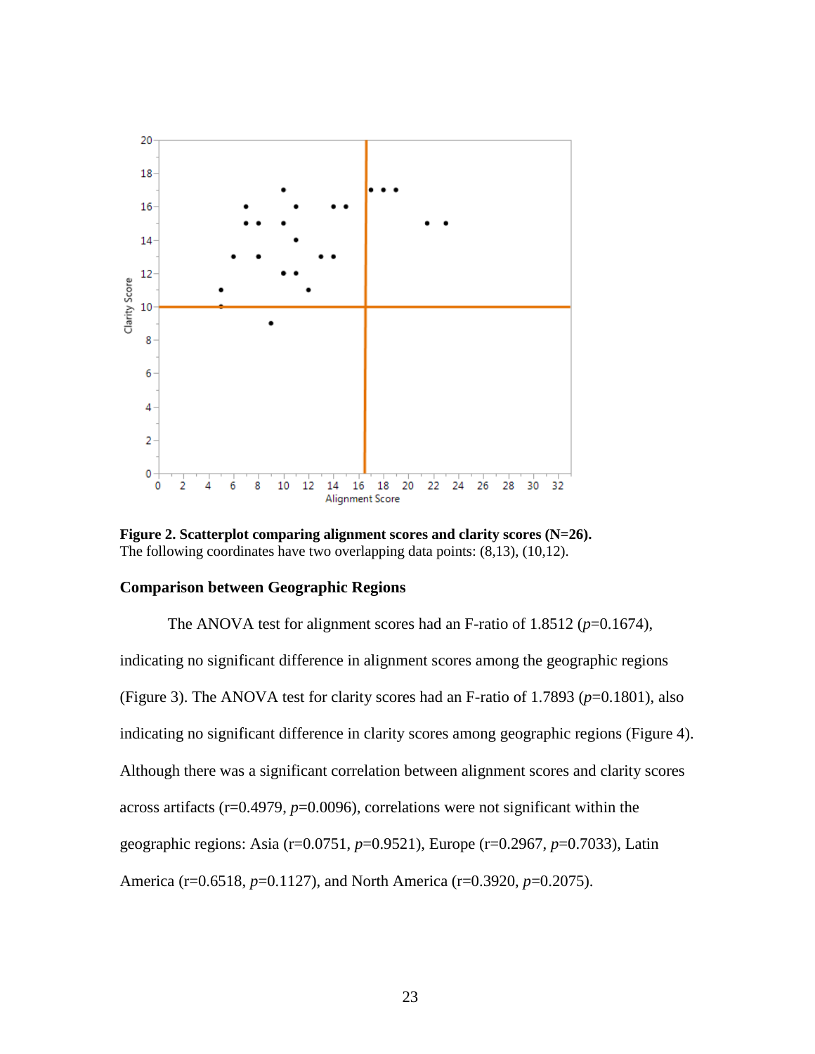**Figure 2. Scatterplot comparing alignment scores and clarity scores (N=26).**
The following coordinates have two overlapping data points: (8,13), (10,12).

### Comparison between Geographic Regions

The ANOVA test for alignment scores had an F-ratio of 1.8512 (*p*=0.1674), indicating no significant difference in alignment scores among the geographic regions (Figure 3). The ANOVA test for clarity scores had an F-ratio of 1.7893 (*p*=0.1801), also indicating no significant difference in clarity scores among geographic regions (Figure 4). Although there was a significant correlation between alignment scores and clarity scores across artifacts (r=0.4979, *p*=0.0096), correlations were not significant within the geographic regions: Asia (r=0.0751, *p*=0.9521), Europe (r=0.2967, *p*=0.7033), Latin America (r=0.6518, *p*=0.1127), and North America (r=0.3920, *p*=0.2075).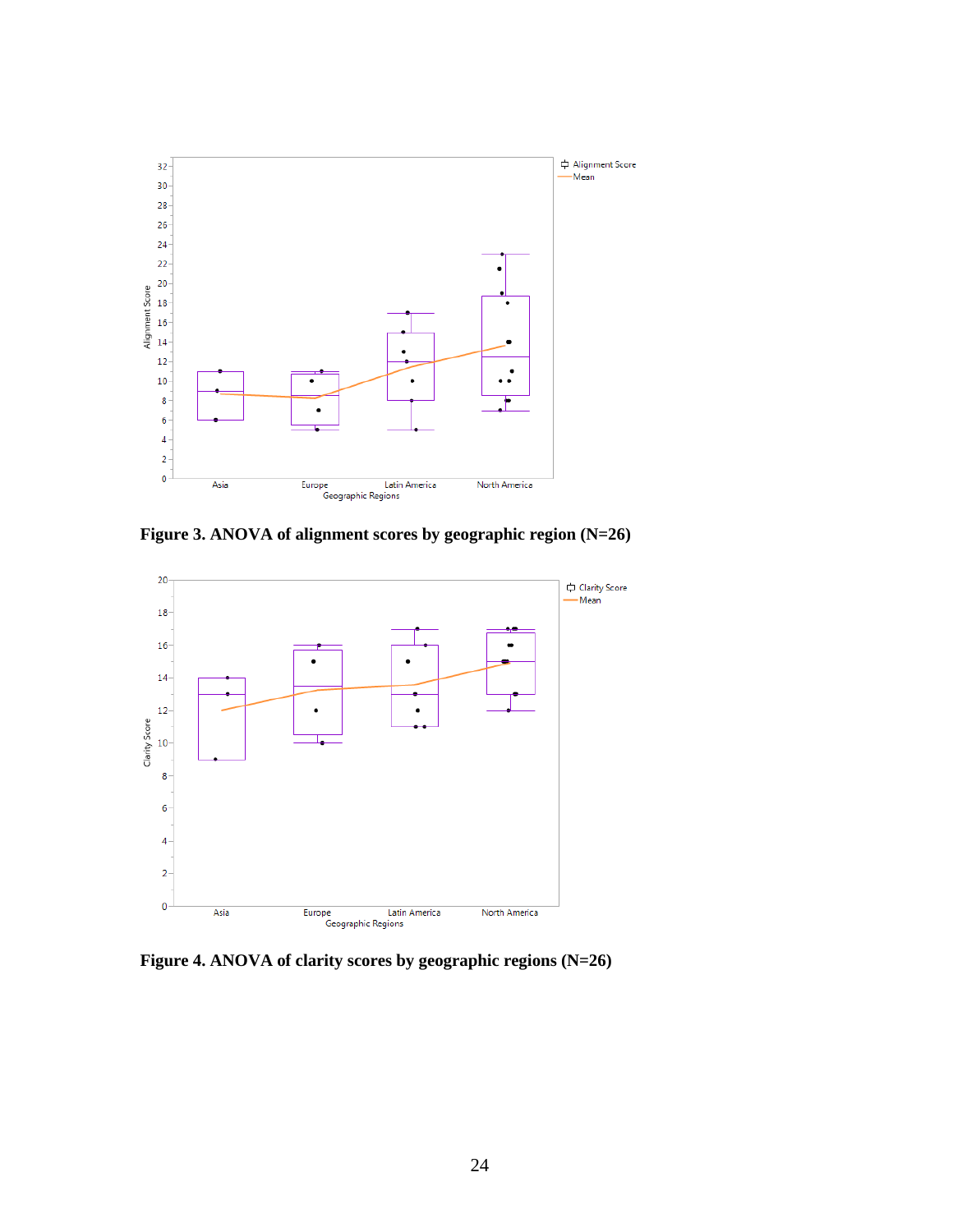Figure 3. ANOVA of alignment scores by geographic region (N=26)

Figure 4. ANOVA of clarity scores by geographic regions (N=26)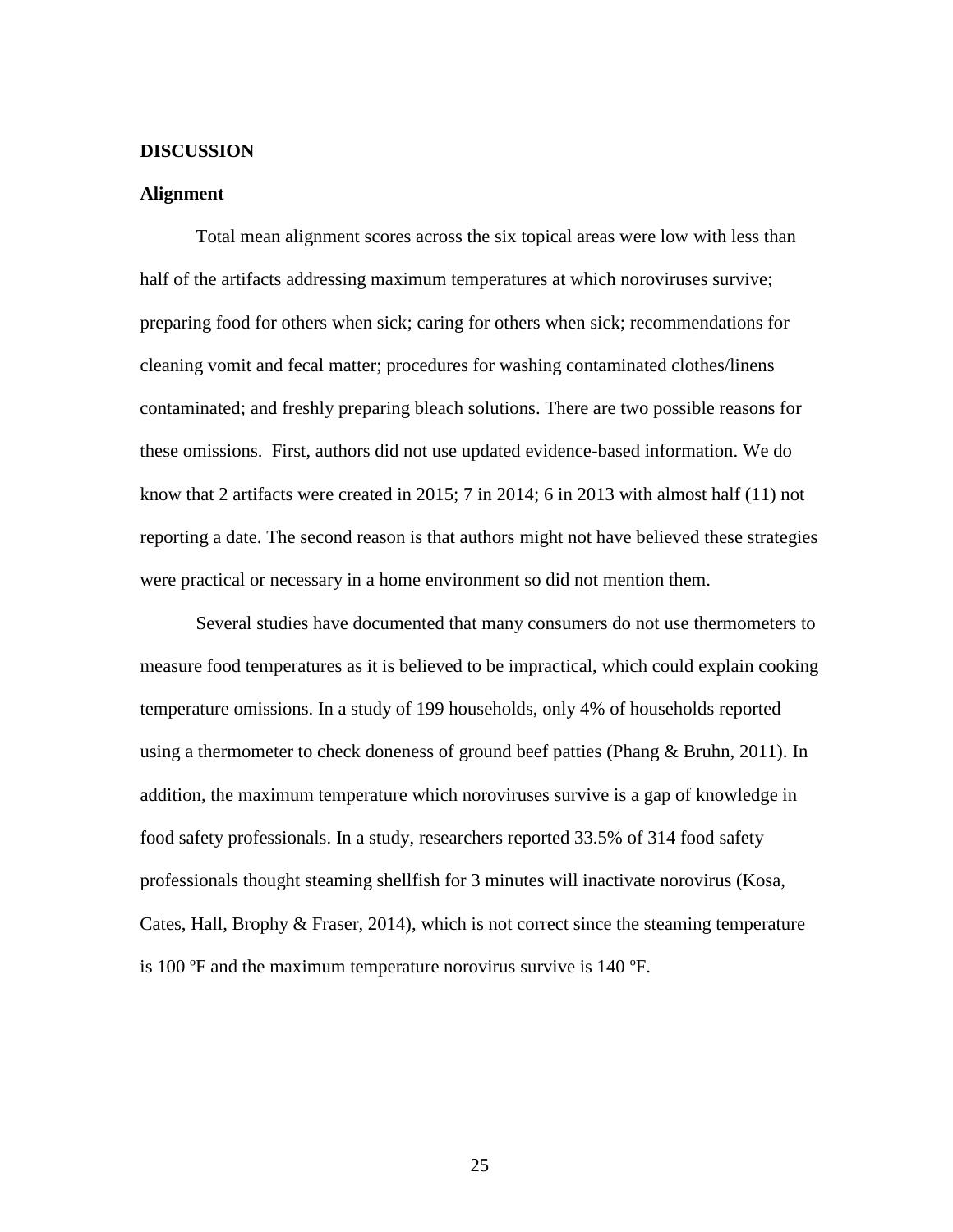## DISCUSSION

### Alignment

Total mean alignment scores across the six topical areas were low with less than half of the artifacts addressing maximum temperatures at which noroviruses survive; preparing food for others when sick; caring for others when sick; recommendations for cleaning vomit and fecal matter; procedures for washing contaminated clothes/linens contaminated; and freshly preparing bleach solutions. There are two possible reasons for these omissions.  First, authors did not use updated evidence-based information. We do know that 2 artifacts were created in 2015; 7 in 2014; 6 in 2013 with almost half (11) not reporting a date. The second reason is that authors might not have believed these strategies were practical or necessary in a home environment so did not mention them.

Several studies have documented that many consumers do not use thermometers to measure food temperatures as it is believed to be impractical, which could explain cooking temperature omissions. In a study of 199 households, only 4% of households reported using a thermometer to check doneness of ground beef patties (Phang & Bruhn, 2011). In addition, the maximum temperature which noroviruses survive is a gap of knowledge in food safety professionals. In a study, researchers reported 33.5% of 314 food safety professionals thought steaming shellfish for 3 minutes will inactivate norovirus (Kosa, Cates, Hall, Brophy & Fraser, 2014), which is not correct since the steaming temperature is 100 ºF and the maximum temperature norovirus survive is 140 ºF.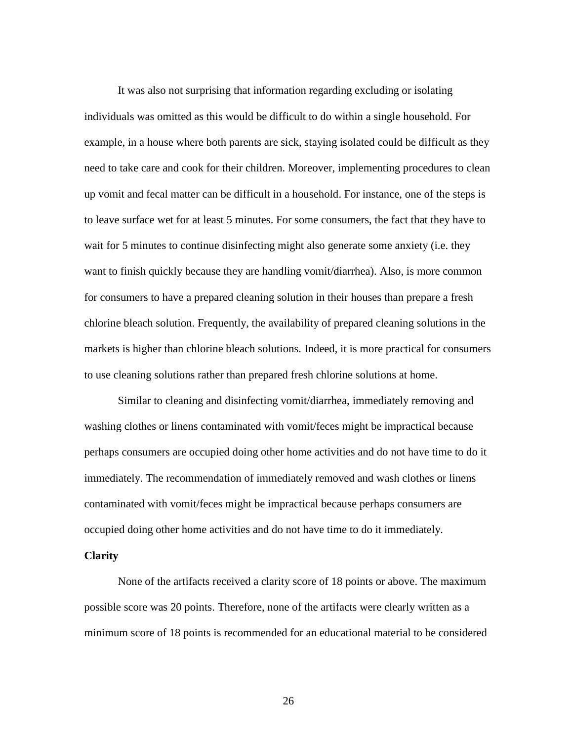It was also not surprising that information regarding excluding or isolating individuals was omitted as this would be difficult to do within a single household. For example, in a house where both parents are sick, staying isolated could be difficult as they need to take care and cook for their children. Moreover, implementing procedures to clean up vomit and fecal matter can be difficult in a household. For instance, one of the steps is to leave surface wet for at least 5 minutes. For some consumers, the fact that they have to wait for 5 minutes to continue disinfecting might also generate some anxiety (i.e. they want to finish quickly because they are handling vomit/diarrhea). Also, is more common for consumers to have a prepared cleaning solution in their houses than prepare a fresh chlorine bleach solution. Frequently, the availability of prepared cleaning solutions in the markets is higher than chlorine bleach solutions. Indeed, it is more practical for consumers to use cleaning solutions rather than prepared fresh chlorine solutions at home.

Similar to cleaning and disinfecting vomit/diarrhea, immediately removing and washing clothes or linens contaminated with vomit/feces might be impractical because perhaps consumers are occupied doing other home activities and do not have time to do it immediately. The recommendation of immediately removed and wash clothes or linens contaminated with vomit/feces might be impractical because perhaps consumers are occupied doing other home activities and do not have time to do it immediately.

**Clarity**

None of the artifacts received a clarity score of 18 points or above. The maximum possible score was 20 points. Therefore, none of the artifacts were clearly written as a minimum score of 18 points is recommended for an educational material to be considered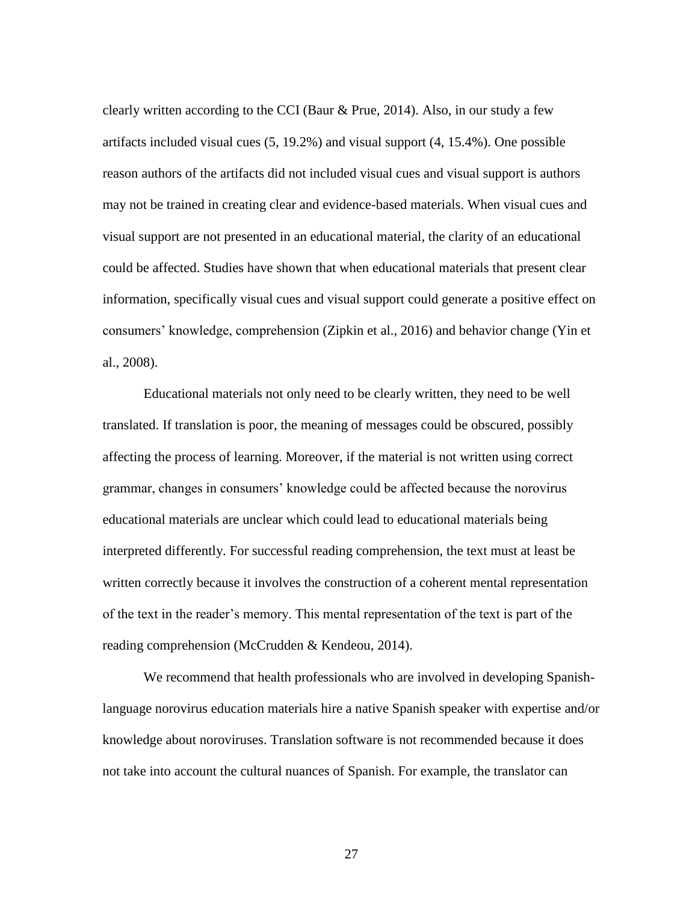clearly written according to the CCI (Baur & Prue, 2014). Also, in our study a few artifacts included visual cues (5, 19.2%) and visual support (4, 15.4%). One possible reason authors of the artifacts did not included visual cues and visual support is authors may not be trained in creating clear and evidence-based materials. When visual cues and visual support are not presented in an educational material, the clarity of an educational could be affected. Studies have shown that when educational materials that present clear information, specifically visual cues and visual support could generate a positive effect on consumers' knowledge, comprehension (Zipkin et al., 2016) and behavior change (Yin et al., 2008).

Educational materials not only need to be clearly written, they need to be well translated. If translation is poor, the meaning of messages could be obscured, possibly affecting the process of learning. Moreover, if the material is not written using correct grammar, changes in consumers' knowledge could be affected because the norovirus educational materials are unclear which could lead to educational materials being interpreted differently. For successful reading comprehension, the text must at least be written correctly because it involves the construction of a coherent mental representation of the text in the reader's memory. This mental representation of the text is part of the reading comprehension (McCrudden & Kendeou, 2014).

We recommend that health professionals who are involved in developing Spanish-language norovirus education materials hire a native Spanish speaker with expertise and/or knowledge about noroviruses. Translation software is not recommended because it does not take into account the cultural nuances of Spanish. For example, the translator can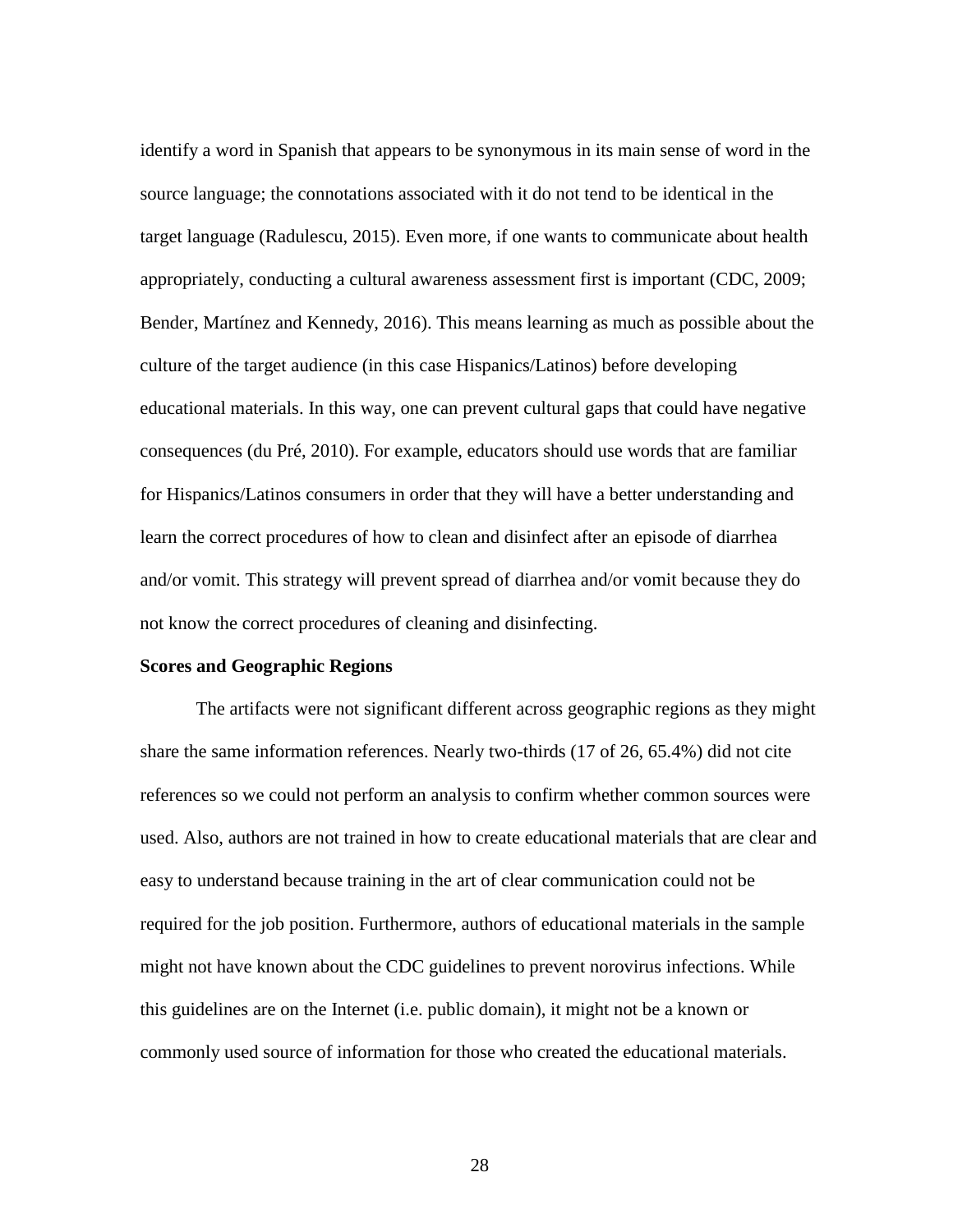identify a word in Spanish that appears to be synonymous in its main sense of word in the source language; the connotations associated with it do not tend to be identical in the target language (Radulescu, 2015). Even more, if one wants to communicate about health appropriately, conducting a cultural awareness assessment first is important (CDC, 2009; Bender, Martínez and Kennedy, 2016). This means learning as much as possible about the culture of the target audience (in this case Hispanics/Latinos) before developing educational materials. In this way, one can prevent cultural gaps that could have negative consequences (du Pré, 2010). For example, educators should use words that are familiar for Hispanics/Latinos consumers in order that they will have a better understanding and learn the correct procedures of how to clean and disinfect after an episode of diarrhea and/or vomit. This strategy will prevent spread of diarrhea and/or vomit because they do not know the correct procedures of cleaning and disinfecting.

**Scores and Geographic Regions**

The artifacts were not significant different across geographic regions as they might share the same information references. Nearly two-thirds (17 of 26, 65.4%) did not cite references so we could not perform an analysis to confirm whether common sources were used. Also, authors are not trained in how to create educational materials that are clear and easy to understand because training in the art of clear communication could not be required for the job position. Furthermore, authors of educational materials in the sample might not have known about the CDC guidelines to prevent norovirus infections. While this guidelines are on the Internet (i.e. public domain), it might not be a known or commonly used source of information for those who created the educational materials.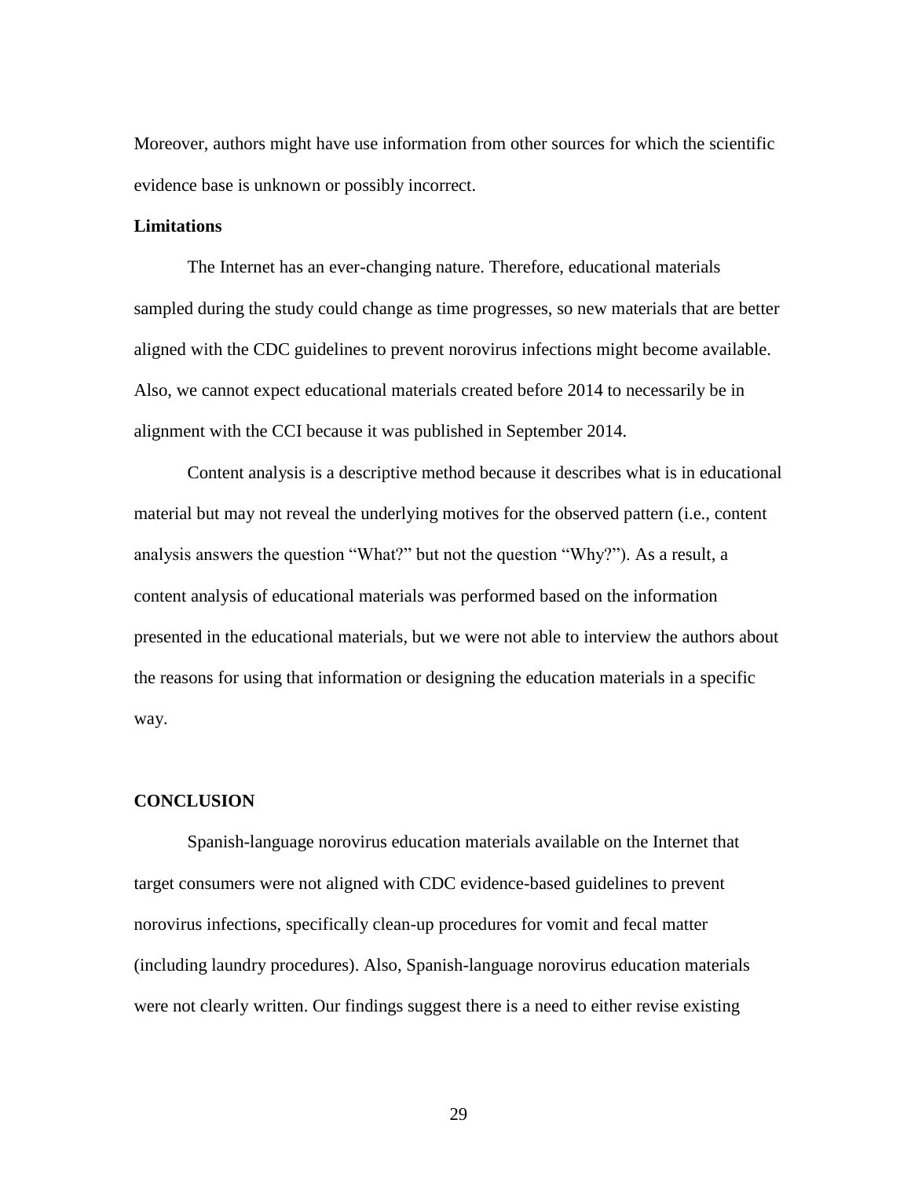Moreover, authors might have use information from other sources for which the scientific evidence base is unknown or possibly incorrect.

**Limitations**

The Internet has an ever-changing nature. Therefore, educational materials sampled during the study could change as time progresses, so new materials that are better aligned with the CDC guidelines to prevent norovirus infections might become available. Also, we cannot expect educational materials created before 2014 to necessarily be in alignment with the CCI because it was published in September 2014.

Content analysis is a descriptive method because it describes what is in educational material but may not reveal the underlying motives for the observed pattern (i.e., content analysis answers the question "What?" but not the question "Why?"). As a result, a content analysis of educational materials was performed based on the information presented in the educational materials, but we were not able to interview the authors about the reasons for using that information or designing the education materials in a specific way.

## CONCLUSION

Spanish-language norovirus education materials available on the Internet that target consumers were not aligned with CDC evidence-based guidelines to prevent norovirus infections, specifically clean-up procedures for vomit and fecal matter (including laundry procedures). Also, Spanish-language norovirus education materials were not clearly written. Our findings suggest there is a need to either revise existing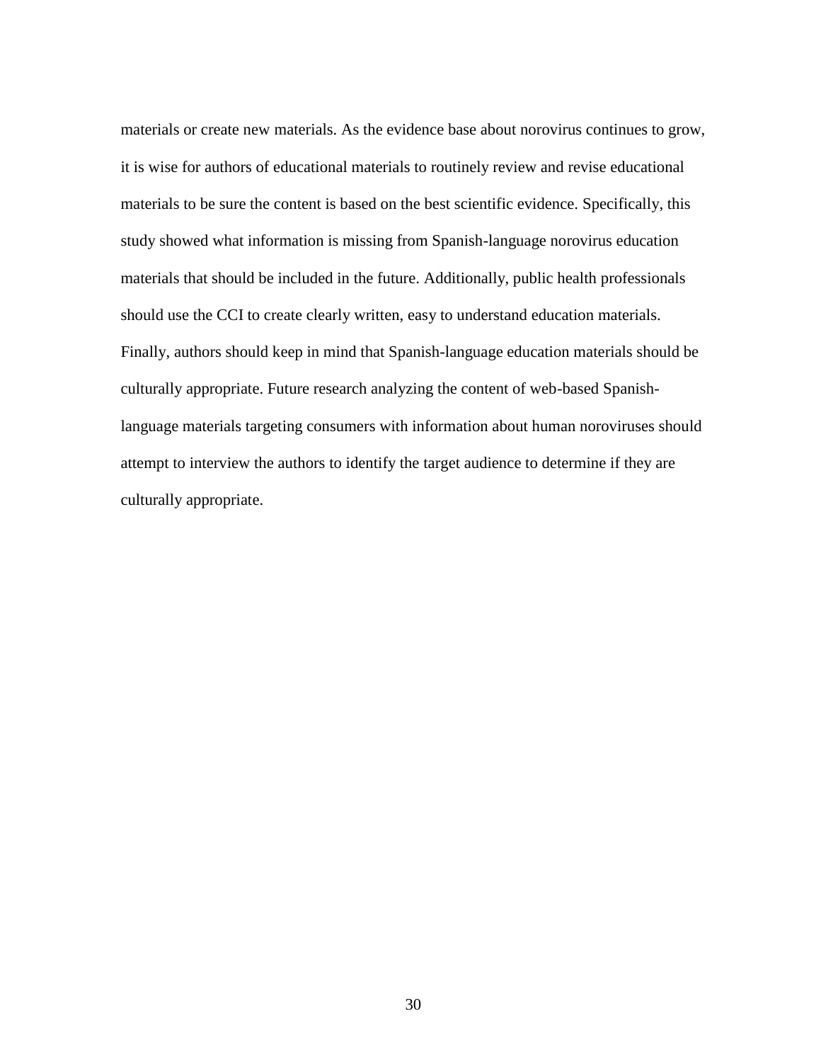materials or create new materials. As the evidence base about norovirus continues to grow, it is wise for authors of educational materials to routinely review and revise educational materials to be sure the content is based on the best scientific evidence. Specifically, this study showed what information is missing from Spanish-language norovirus education materials that should be included in the future. Additionally, public health professionals should use the CCI to create clearly written, easy to understand education materials. Finally, authors should keep in mind that Spanish-language education materials should be culturally appropriate. Future research analyzing the content of web-based Spanish-language materials targeting consumers with information about human noroviruses should attempt to interview the authors to identify the target audience to determine if they are culturally appropriate.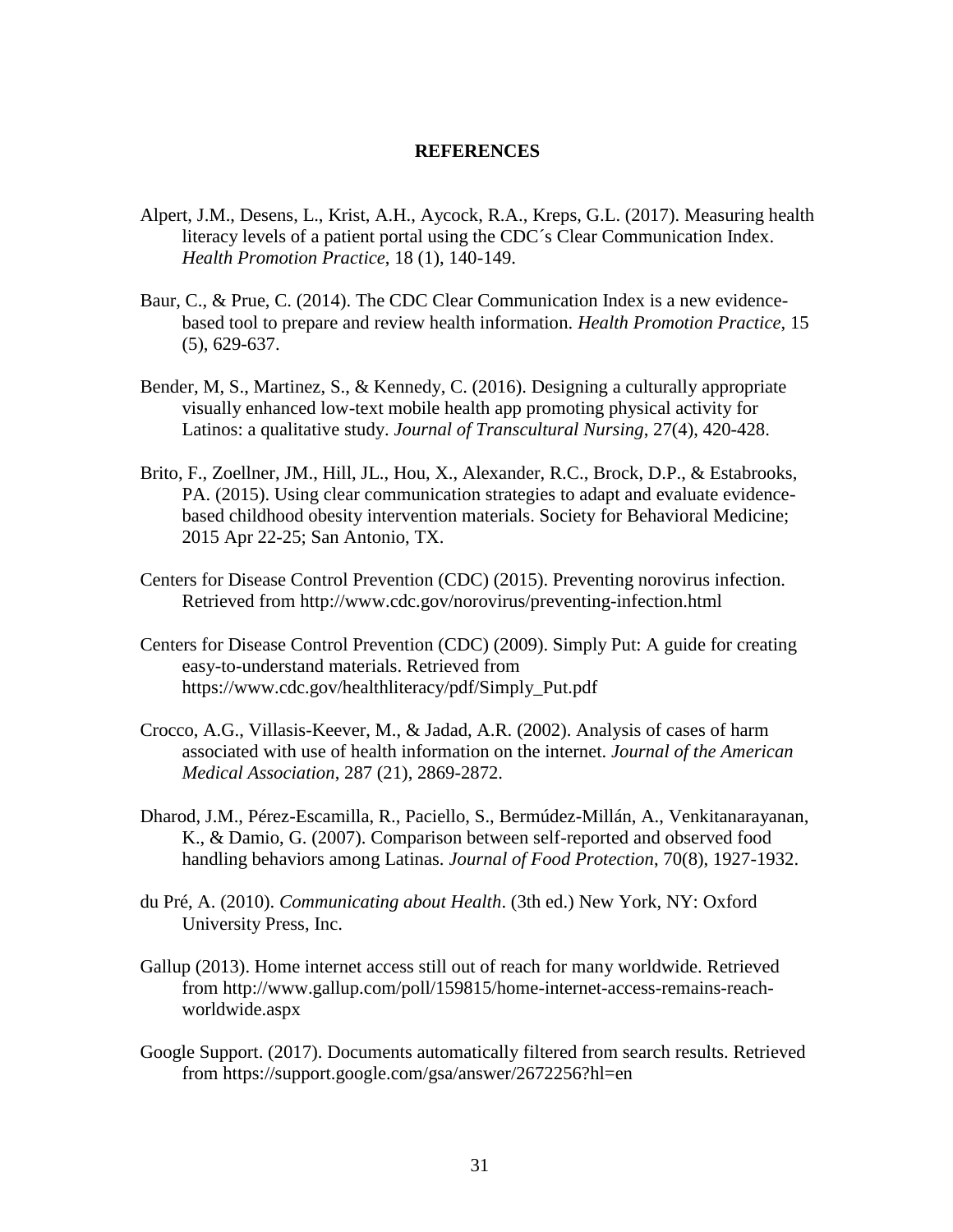# REFERENCES

Alpert, J.M., Desens, L., Krist, A.H., Aycock, R.A., Kreps, G.L. (2017). Measuring health literacy levels of a patient portal using the CDC´s Clear Communication Index. *Health Promotion Practice*, 18 (1), 140-149.

Baur, C., & Prue, C. (2014). The CDC Clear Communication Index is a new evidence-based tool to prepare and review health information. *Health Promotion Practice*, 15 (5), 629-637.

Bender, M, S., Martinez, S., & Kennedy, C. (2016). Designing a culturally appropriate visually enhanced low-text mobile health app promoting physical activity for Latinos: a qualitative study. *Journal of Transcultural Nursing*, 27(4), 420-428.

Brito, F., Zoellner, JM., Hill, JL., Hou, X., Alexander, R.C., Brock, D.P., & Estabrooks, PA. (2015). Using clear communication strategies to adapt and evaluate evidence-based childhood obesity intervention materials. Society for Behavioral Medicine; 2015 Apr 22-25; San Antonio, TX.

Centers for Disease Control Prevention (CDC) (2015). Preventing norovirus infection. Retrieved from http://www.cdc.gov/norovirus/preventing-infection.html

Centers for Disease Control Prevention (CDC) (2009). Simply Put: A guide for creating easy-to-understand materials. Retrieved from https://www.cdc.gov/healthliteracy/pdf/Simply_Put.pdf

Crocco, A.G., Villasis-Keever, M., & Jadad, A.R. (2002). Analysis of cases of harm associated with use of health information on the internet. *Journal of the American Medical Association*, 287 (21), 2869-2872.

Dharod, J.M., Pérez-Escamilla, R., Paciello, S., Bermúdez-Millán, A., Venkitanarayanan, K., & Damio, G. (2007). Comparison between self-reported and observed food handling behaviors among Latinas. *Journal of Food Protection*, 70(8), 1927-1932.

du Pré, A. (2010). *Communicating about Health*. (3th ed.) New York, NY: Oxford University Press, Inc.

Gallup (2013). Home internet access still out of reach for many worldwide. Retrieved from http://www.gallup.com/poll/159815/home-internet-access-remains-reach-worldwide.aspx

Google Support. (2017). Documents automatically filtered from search results. Retrieved from https://support.google.com/gsa/answer/2672256?hl=en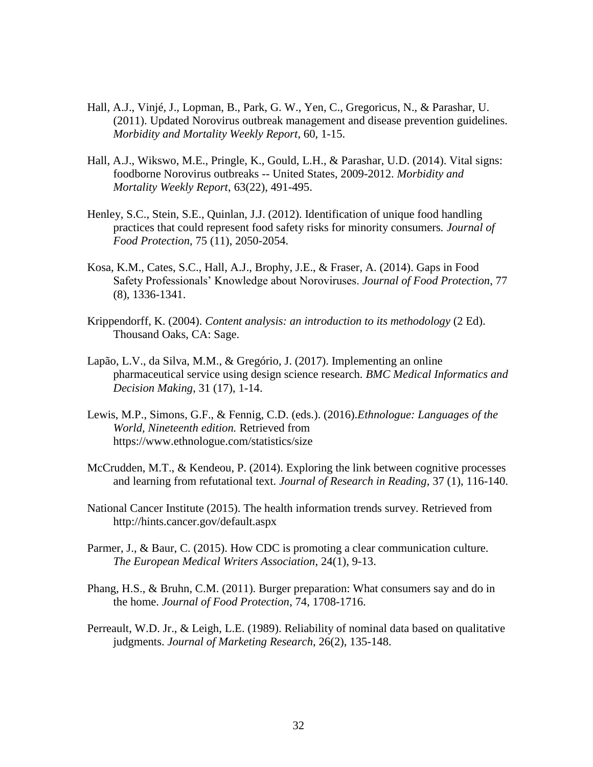Hall, A.J., Vinjé, J., Lopman, B., Park, G. W., Yen, C., Gregoricus, N., & Parashar, U. (2011). Updated Norovirus outbreak management and disease prevention guidelines. *Morbidity and Mortality Weekly Report*, 60, 1-15.

Hall, A.J., Wikswo, M.E., Pringle, K., Gould, L.H., & Parashar, U.D. (2014). Vital signs: foodborne Norovirus outbreaks -- United States, 2009-2012. *Morbidity and Mortality Weekly Report*, 63(22), 491-495.

Henley, S.C., Stein, S.E., Quinlan, J.J. (2012). Identification of unique food handling practices that could represent food safety risks for minority consumers. *Journal of Food Protection*, 75 (11), 2050-2054.

Kosa, K.M., Cates, S.C., Hall, A.J., Brophy, J.E., & Fraser, A. (2014). Gaps in Food Safety Professionals' Knowledge about Noroviruses. *Journal of Food Protection*, 77 (8), 1336-1341.

Krippendorff, K. (2004). *Content analysis: an introduction to its methodology* (2 Ed). Thousand Oaks, CA: Sage.

Lapão, L.V., da Silva, M.M., & Gregório, J. (2017). Implementing an online pharmaceutical service using design science research. *BMC Medical Informatics and Decision Making*, 31 (17), 1-14.

Lewis, M.P., Simons, G.F., & Fennig, C.D. (eds.). (2016).*Ethnologue: Languages of the World, Nineteenth edition.* Retrieved from https://www.ethnologue.com/statistics/size

McCrudden, M.T., & Kendeou, P. (2014). Exploring the link between cognitive processes and learning from refutational text. *Journal of Research in Reading*, 37 (1), 116-140.

National Cancer Institute (2015). The health information trends survey. Retrieved from http://hints.cancer.gov/default.aspx

Parmer, J., & Baur, C. (2015). How CDC is promoting a clear communication culture. *The European Medical Writers Association*, 24(1), 9-13.

Phang, H.S., & Bruhn, C.M. (2011). Burger preparation: What consumers say and do in the home. *Journal of Food Protection*, 74, 1708-1716.

Perreault, W.D. Jr., & Leigh, L.E. (1989). Reliability of nominal data based on qualitative judgments. *Journal of Marketing Research*, 26(2), 135-148.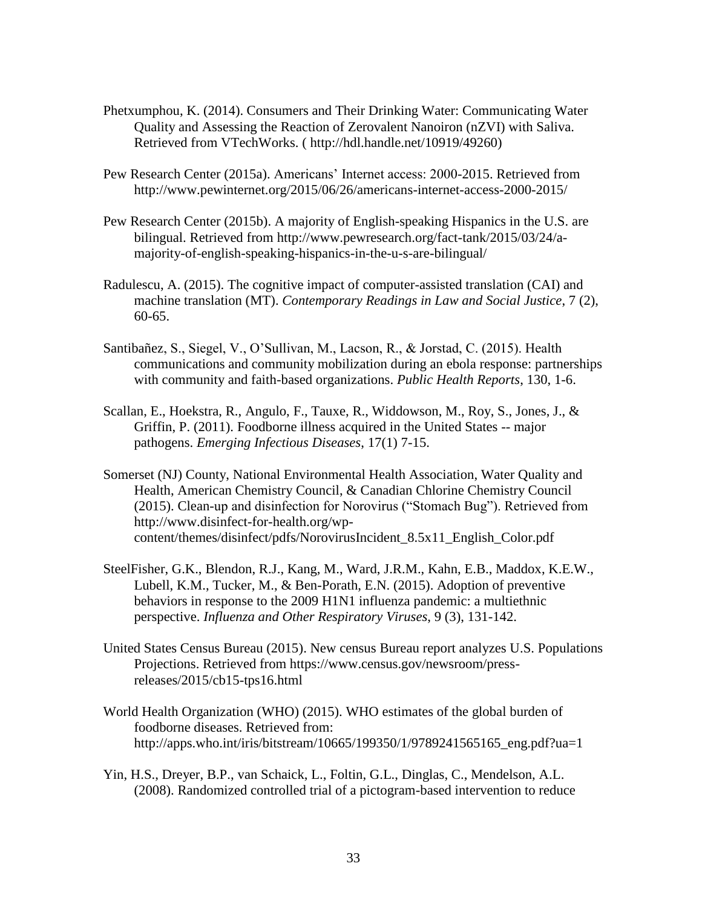Phetxumphou, K. (2014). Consumers and Their Drinking Water: Communicating Water Quality and Assessing the Reaction of Zerovalent Nanoiron (nZVI) with Saliva. Retrieved from VTechWorks. ( http://hdl.handle.net/10919/49260)

Pew Research Center (2015a). Americans' Internet access: 2000-2015. Retrieved from http://www.pewinternet.org/2015/06/26/americans-internet-access-2000-2015/

Pew Research Center (2015b). A majority of English-speaking Hispanics in the U.S. are bilingual. Retrieved from http://www.pewresearch.org/fact-tank/2015/03/24/a-majority-of-english-speaking-hispanics-in-the-u-s-are-bilingual/

Radulescu, A. (2015). The cognitive impact of computer-assisted translation (CAI) and machine translation (MT). *Contemporary Readings in Law and Social Justice*, 7 (2), 60-65.

Santibañez, S., Siegel, V., O'Sullivan, M., Lacson, R., & Jorstad, C. (2015). Health communications and community mobilization during an ebola response: partnerships with community and faith-based organizations. *Public Health Reports*, 130, 1-6.

Scallan, E., Hoekstra, R., Angulo, F., Tauxe, R., Widdowson, M., Roy, S., Jones, J., & Griffin, P. (2011). Foodborne illness acquired in the United States -- major pathogens. *Emerging Infectious Diseases*, 17(1) 7-15.

Somerset (NJ) County, National Environmental Health Association, Water Quality and Health, American Chemistry Council, & Canadian Chlorine Chemistry Council (2015). Clean-up and disinfection for Norovirus ("Stomach Bug"). Retrieved from http://www.disinfect-for-health.org/wp-content/themes/disinfect/pdfs/NorovirusIncident_8.5x11_English_Color.pdf

SteelFisher, G.K., Blendon, R.J., Kang, M., Ward, J.R.M., Kahn, E.B., Maddox, K.E.W., Lubell, K.M., Tucker, M., & Ben-Porath, E.N. (2015). Adoption of preventive behaviors in response to the 2009 H1N1 influenza pandemic: a multiethnic perspective. *Influenza and Other Respiratory Viruses*, 9 (3), 131-142.

United States Census Bureau (2015). New census Bureau report analyzes U.S. Populations Projections. Retrieved from https://www.census.gov/newsroom/press-releases/2015/cb15-tps16.html

World Health Organization (WHO) (2015). WHO estimates of the global burden of foodborne diseases. Retrieved from: http://apps.who.int/iris/bitstream/10665/199350/1/9789241565165_eng.pdf?ua=1

Yin, H.S., Dreyer, B.P., van Schaick, L., Foltin, G.L., Dinglas, C., Mendelson, A.L. (2008). Randomized controlled trial of a pictogram-based intervention to reduce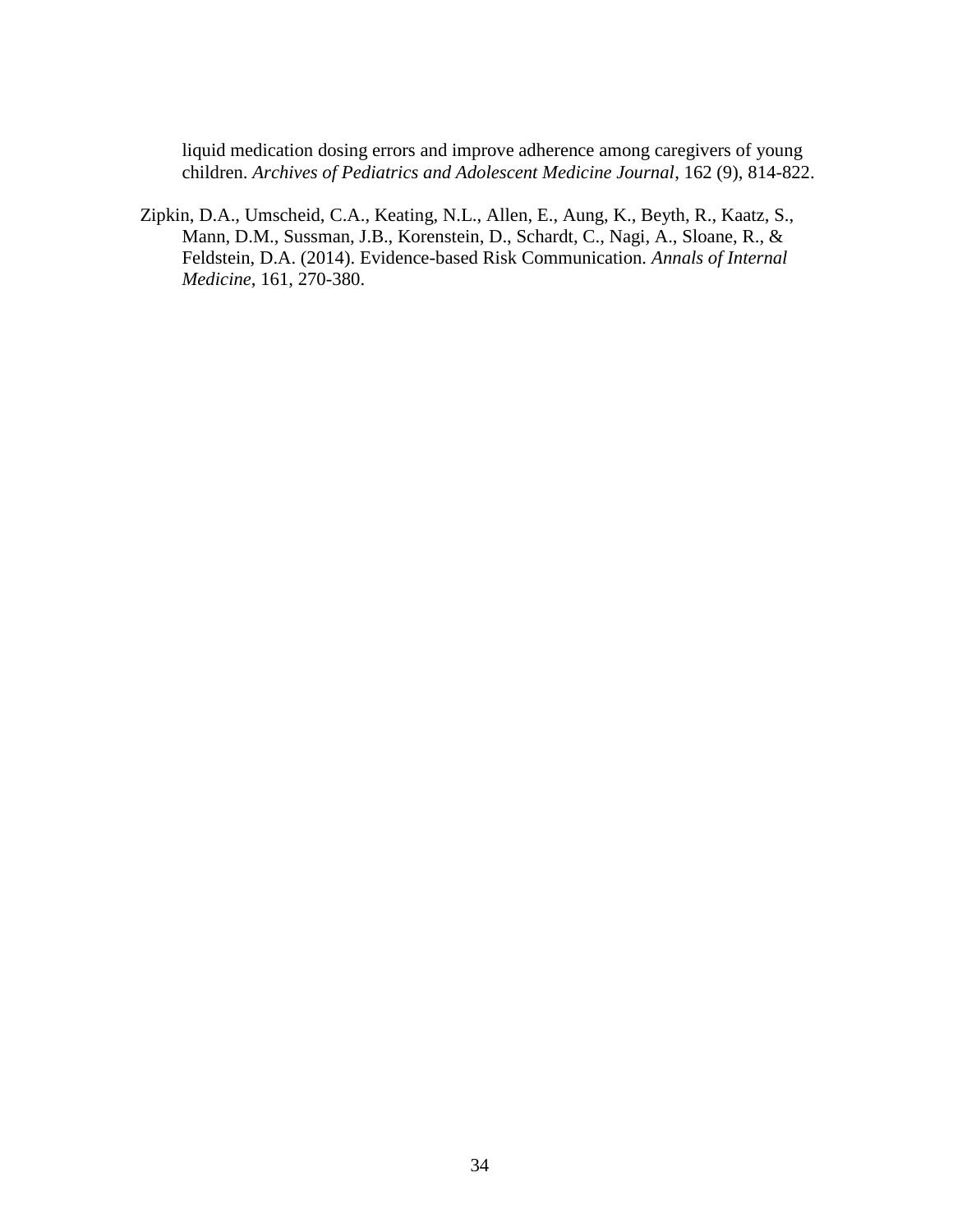liquid medication dosing errors and improve adherence among caregivers of young children. *Archives of Pediatrics and Adolescent Medicine Journal*, 162 (9), 814-822.

Zipkin, D.A., Umscheid, C.A., Keating, N.L., Allen, E., Aung, K., Beyth, R., Kaatz, S., Mann, D.M., Sussman, J.B., Korenstein, D., Schardt, C., Nagi, A., Sloane, R., & Feldstein, D.A. (2014). Evidence-based Risk Communication. *Annals of Internal Medicine*, 161, 270-380.